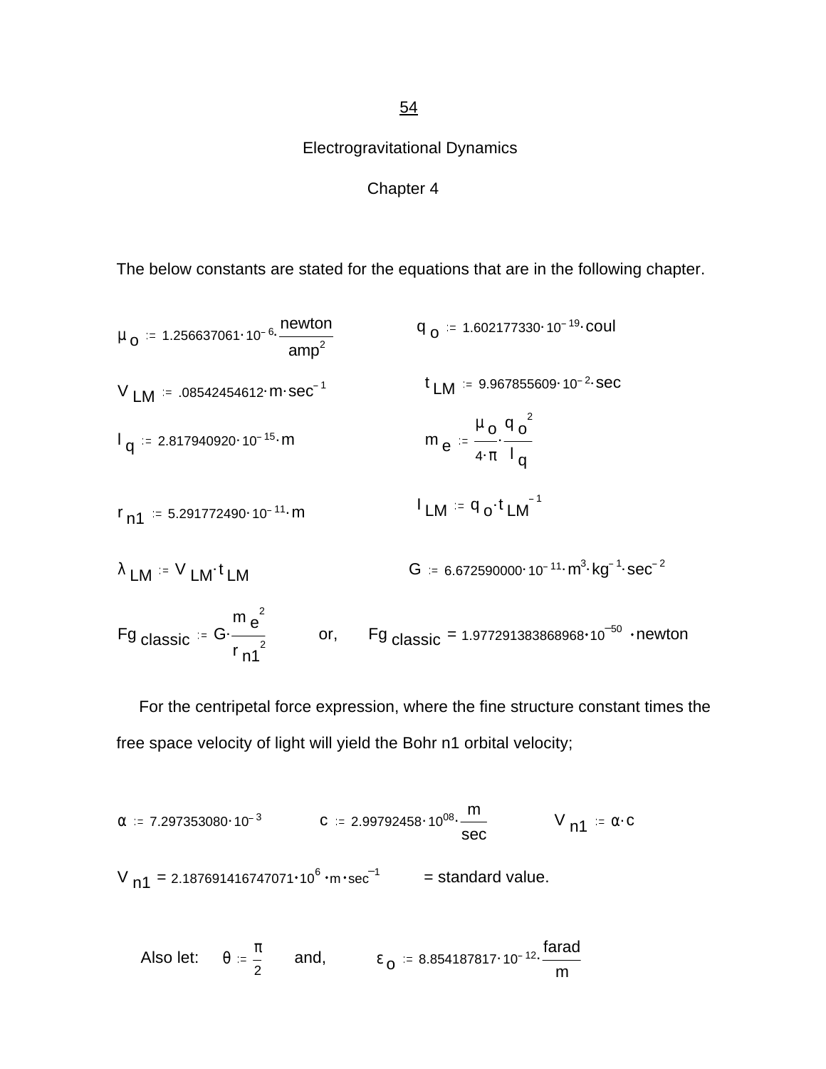# Electrogravitational Dynamics

## Chapter 4

The below constants are stated for the equations that are in the following chapter.

$$\mu_o := 1.256637061 \cdot 10^{-6} \cdot \frac{newton}{amp^2} \qquad q_o := 1.602177330 \cdot 10^{-19} \cdot coul$$

$$V_{LM} := .08542454612 \cdot m \cdot sec^{-1} \qquad t_{LM} := 9.967855609 \cdot 10^{-2} \cdot sec$$

$$l_q := 2.817940920 \cdot 10^{-15} \cdot m \qquad m_e := \frac{\mu_o}{4 \cdot \pi} \cdot \frac{q_o^{\,2}}{l_q}$$

$$r_{n1} := 5.291772490 \cdot 10^{-11} \cdot m \qquad I_{LM} := q_o \cdot t_{LM}^{\,-1}$$

$$\lambda_{LM} := V_{LM} \cdot t_{LM} \qquad G := 6.672590000 \cdot 10^{-11} \cdot m^3 \cdot kg^{-1} \cdot sec^{-2}$$

$$Fg_{classic} := G \cdot \frac{m_e^{\,2}}{r_{n1}^{\,2}} \qquad \text{or,} \qquad Fg_{classic} = 1.977291383868968 \cdot 10^{-50} \cdot newton$$

For the centripetal force expression, where the fine structure constant times the free space velocity of light will yield the Bohr n1 orbital velocity;

$$\alpha := 7.297353080 \cdot 10^{-3} \qquad c := 2.99792458 \cdot 10^{08} \cdot \frac{m}{sec} \qquad V_{n1} := \alpha \cdot c$$

$$V_{n1} = 2.187691416747071 \cdot 10^{6} \cdot m \cdot sec^{-1} \qquad = \text{standard value.}$$

Also let: $\theta := \frac{\pi}{2}$ and, $\varepsilon_o := 8.854187817 \cdot 10^{-12} \cdot \frac{farad}{m}$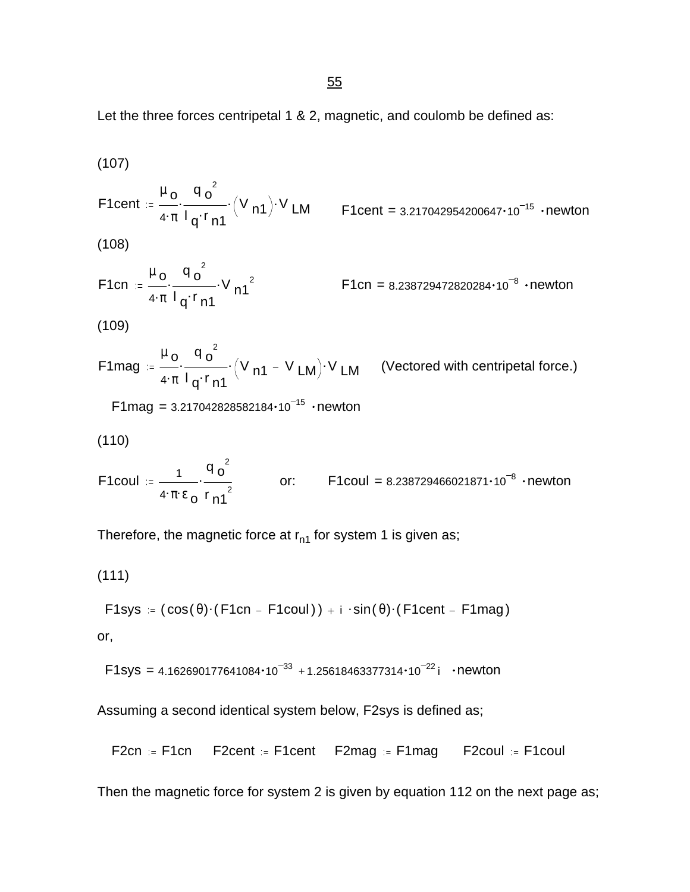Let the three forces centripetal 1 & 2, magnetic, and coulomb be defined as:

(107)

$$F1cent := \frac{\mu_o}{4 \cdot \pi} \cdot \frac{q_o^{\,2}}{l_q \cdot r_{n1}} \cdot \left(V_{n1}\right) \cdot V_{LM} \qquad F1cent = 3.217042954200647 \cdot 10^{-15} \cdot newton$$

(108)

$$F1cn := \frac{\mu_o}{4 \cdot \pi} \cdot \frac{q_o^{\,2}}{l_q \cdot r_{n1}} \cdot V_{n1}^{\;2} \qquad F1cn = 8.238729472820284 \cdot 10^{-8} \cdot newton$$

(109)

$$F1mag := \frac{\mu_o}{4 \cdot \pi} \cdot \frac{q_o^{\,2}}{l_q \cdot r_{n1}} \cdot \left(V_{n1} - V_{LM}\right) \cdot V_{LM} \qquad \text{(Vectored with centripetal force.)}$$

$$F1mag = 3.217042828582184 \cdot 10^{-15} \cdot newton$$

(110)

$$F1coul := \frac{1}{4 \cdot \pi \cdot \varepsilon_o} \cdot \frac{q_o^{\,2}}{r_{n1}^{\;2}} \qquad \text{or:} \qquad F1coul = 8.238729466021871 \cdot 10^{-8} \cdot newton$$

Therefore, the magnetic force at $r_{n1}$ for system 1 is given as;

(111)

$$F1sys := (\cos(\theta) \cdot (F1cn - F1coul)) + i \cdot \sin(\theta) \cdot (F1cent - F1mag)$$

or,

$$F1sys = 4.162690177641084 \cdot 10^{-33} + 1.25618463377314 \cdot 10^{-22}\, i \cdot newton$$

Assuming a second identical system below, F2sys is defined as;

$$F2cn := F1cn \qquad F2cent := F1cent \qquad F2mag := F1mag \qquad F2coul := F1coul$$

Then the magnetic force for system 2 is given by equation 112 on the next page as;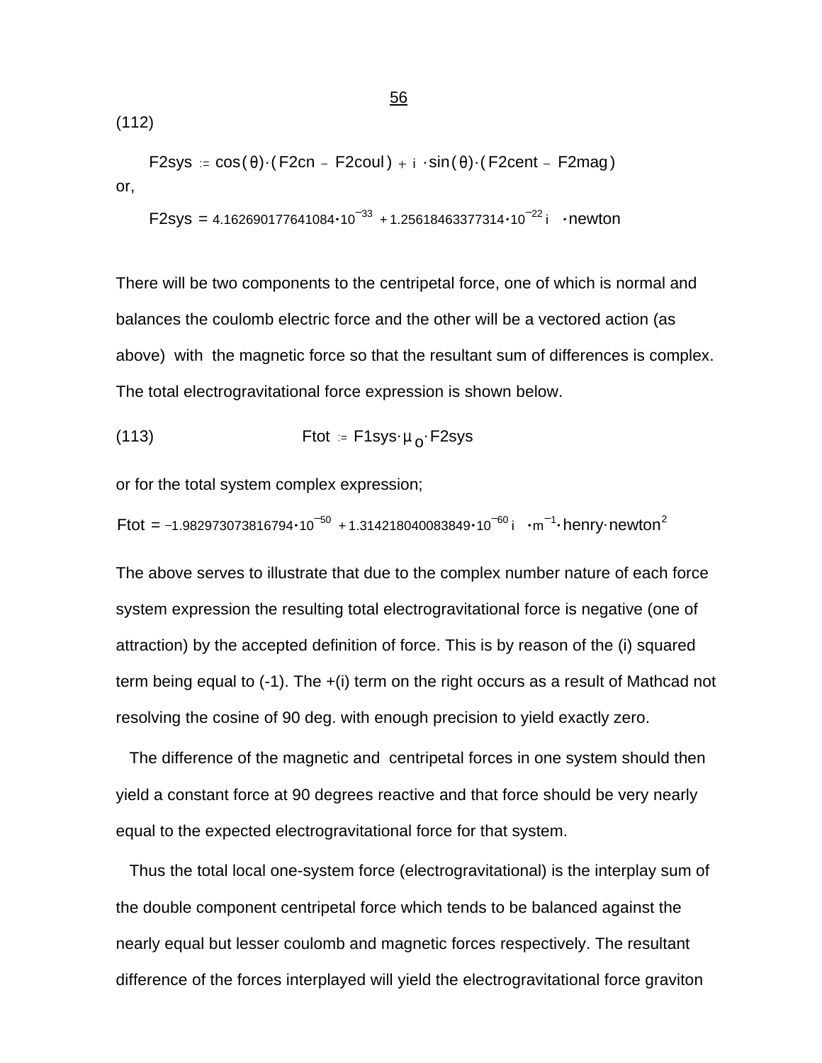(112)

$$F2sys := \cos(\theta)\cdot(F2cn - F2coul) + i\cdot\sin(\theta)\cdot(F2cent - F2mag)$$

or,

$$F2sys = 4.162690177641084\cdot10^{-33} + 1.25618463377314\cdot10^{-22}\,i \quad \cdot newton$$

There will be two components to the centripetal force, one of which is normal and balances the coulomb electric force and the other will be a vectored action (as above) with the magnetic force so that the resultant sum of differences is complex. The total electrogravitational force expression is shown below.

(113)

$$Ftot := F1sys\cdot\mu_o\cdot F2sys$$

or for the total system complex expression;

$$Ftot = -1.982973073816794\cdot10^{-50} + 1.314218040083849\cdot10^{-60}\,i \quad \cdot m^{-1}\cdot henry\cdot newton^{2}$$

The above serves to illustrate that due to the complex number nature of each force system expression the resulting total electrogravitational force is negative (one of attraction) by the accepted definition of force. This is by reason of the (i) squared term being equal to (-1). The +(i) term on the right occurs as a result of Mathcad not resolving the cosine of 90 deg. with enough precision to yield exactly zero.

The difference of the magnetic and centripetal forces in one system should then yield a constant force at 90 degrees reactive and that force should be very nearly equal to the expected electrogravitational force for that system.

Thus the total local one-system force (electrogravitational) is the interplay sum of the double component centripetal force which tends to be balanced against the nearly equal but lesser coulomb and magnetic forces respectively. The resultant difference of the forces interplayed will yield the electrogravitational force graviton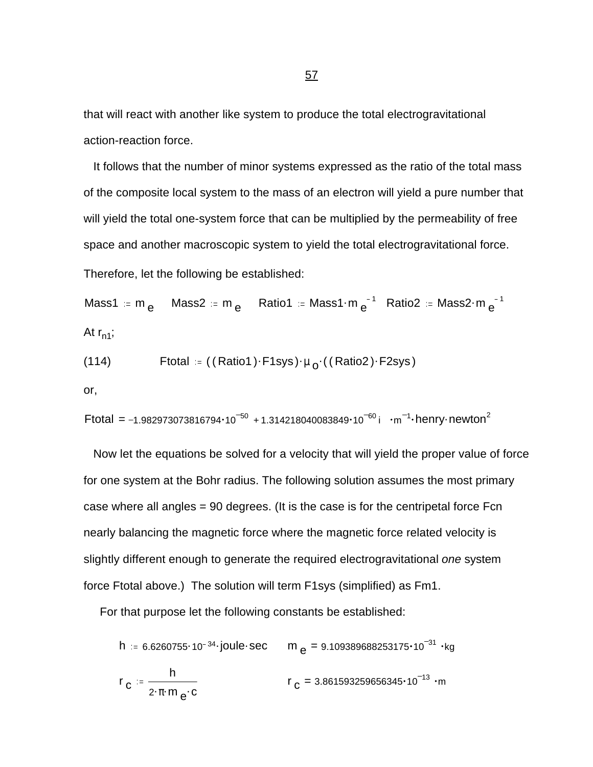that will react with another like system to produce the total electrogravitational action-reaction force.

It follows that the number of minor systems expressed as the ratio of the total mass of the composite local system to the mass of an electron will yield a pure number that will yield the total one-system force that can be multiplied by the permeability of free space and another macroscopic system to yield the total electrogravitational force. Therefore, let the following be established:

$$\text{Mass1} := m_e \quad \text{Mass2} := m_e \quad \text{Ratio1} := \text{Mass1} \cdot m_e^{-1} \quad \text{Ratio2} := \text{Mass2} \cdot m_e^{-1}$$

At $r_{n1}$;

(114)
$$\text{Ftotal} := ((\text{Ratio1}) \cdot \text{F1sys}) \cdot \mu_o \cdot ((\text{Ratio2}) \cdot \text{F2sys})$$

or,

$$\text{Ftotal} = -1.982973073816794 \cdot 10^{-50} + 1.314218040083849 \cdot 10^{-60} i \quad \cdot m^{-1} \cdot \text{henry} \cdot \text{newton}^2$$

Now let the equations be solved for a velocity that will yield the proper value of force for one system at the Bohr radius. The following solution assumes the most primary case where all angles = 90 degrees. (It is the case is for the centripetal force Fcn nearly balancing the magnetic force where the magnetic force related velocity is slightly different enough to generate the required electrogravitational *one* system force Ftotal above.) The solution will term F1sys (simplified) as Fm1.

For that purpose let the following constants be established:

$$h := 6.6260755 \cdot 10^{-34} \cdot \text{joule} \cdot \text{sec} \qquad m_e = 9.109389688253175 \cdot 10^{-31} \cdot \text{kg}$$

$$r_c := \frac{h}{2 \cdot \pi \cdot m_e \cdot c} \qquad r_c = 3.861593259656345 \cdot 10^{-13} \cdot m$$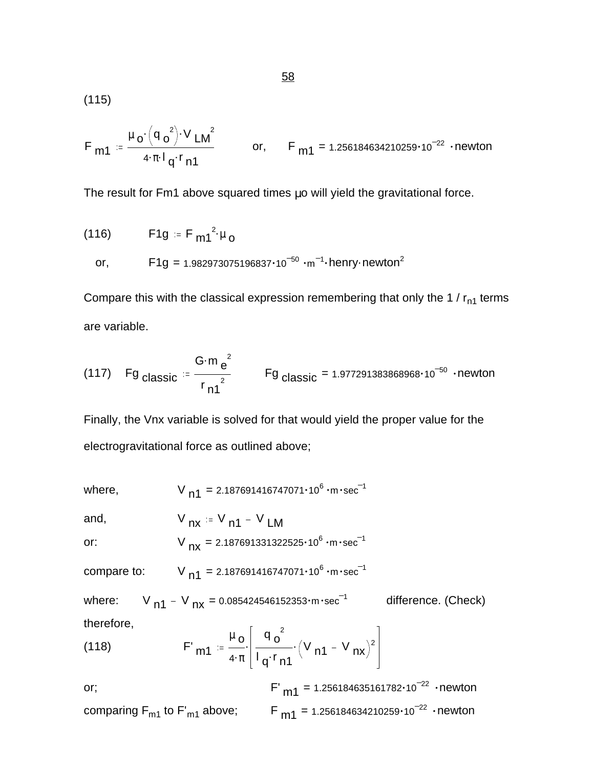(115)

$$F_{m1} := \frac{\mu_o \cdot \left(q_o^2\right) \cdot V_{LM}^2}{4 \cdot \pi \cdot l_q \cdot r_{n1}} \qquad \text{or,} \qquad F_{m1} = 1.256184634210259 \cdot 10^{-22} \cdot \text{newton}$$

The result for Fm1 above squared times μo will yield the gravitational force.

(116) $$F1g := F_{m1}^{\;2} \cdot \mu_o$$

or, $$F1g = 1.982973075196837 \cdot 10^{-50} \cdot m^{-1} \cdot \text{henry} \cdot \text{newton}^2$$

Compare this with the classical expression remembering that only the 1 / $r_{n1}$ terms are variable.

(117) $$Fg_{classic} := \frac{G \cdot m_e^{\;2}}{r_{n1}^{\;2}} \qquad Fg_{classic} = 1.977291383868968 \cdot 10^{-50} \cdot \text{newton}$$

Finally, the Vnx variable is solved for that would yield the proper value for the electrogravitational force as outlined above;

where, $V_{n1} = 2.187691416747071 \cdot 10^{6} \cdot m \cdot sec^{-1}$

and, $V_{nx} := V_{n1} - V_{LM}$

or: $V_{nx} = 2.187691331322525 \cdot 10^{6} \cdot m \cdot sec^{-1}$

compare to: $V_{n1} = 2.187691416747071 \cdot 10^{6} \cdot m \cdot sec^{-1}$

where: $V_{n1} - V_{nx} = 0.085424546152353 \cdot m \cdot sec^{-1}$ difference. (Check)

therefore,

(118) $$F'_{m1} := \frac{\mu_o}{4 \cdot \pi} \cdot \left[ \frac{q_o^{\;2}}{l_q \cdot r_{n1}} \cdot \left(V_{n1} - V_{nx}\right)^2 \right]$$

or; $F'_{m1} = 1.256184635161782 \cdot 10^{-22} \cdot \text{newton}$

comparing $F_{m1}$ to $F'_{m1}$ above; $F_{m1} = 1.256184634210259 \cdot 10^{-22} \cdot \text{newton}$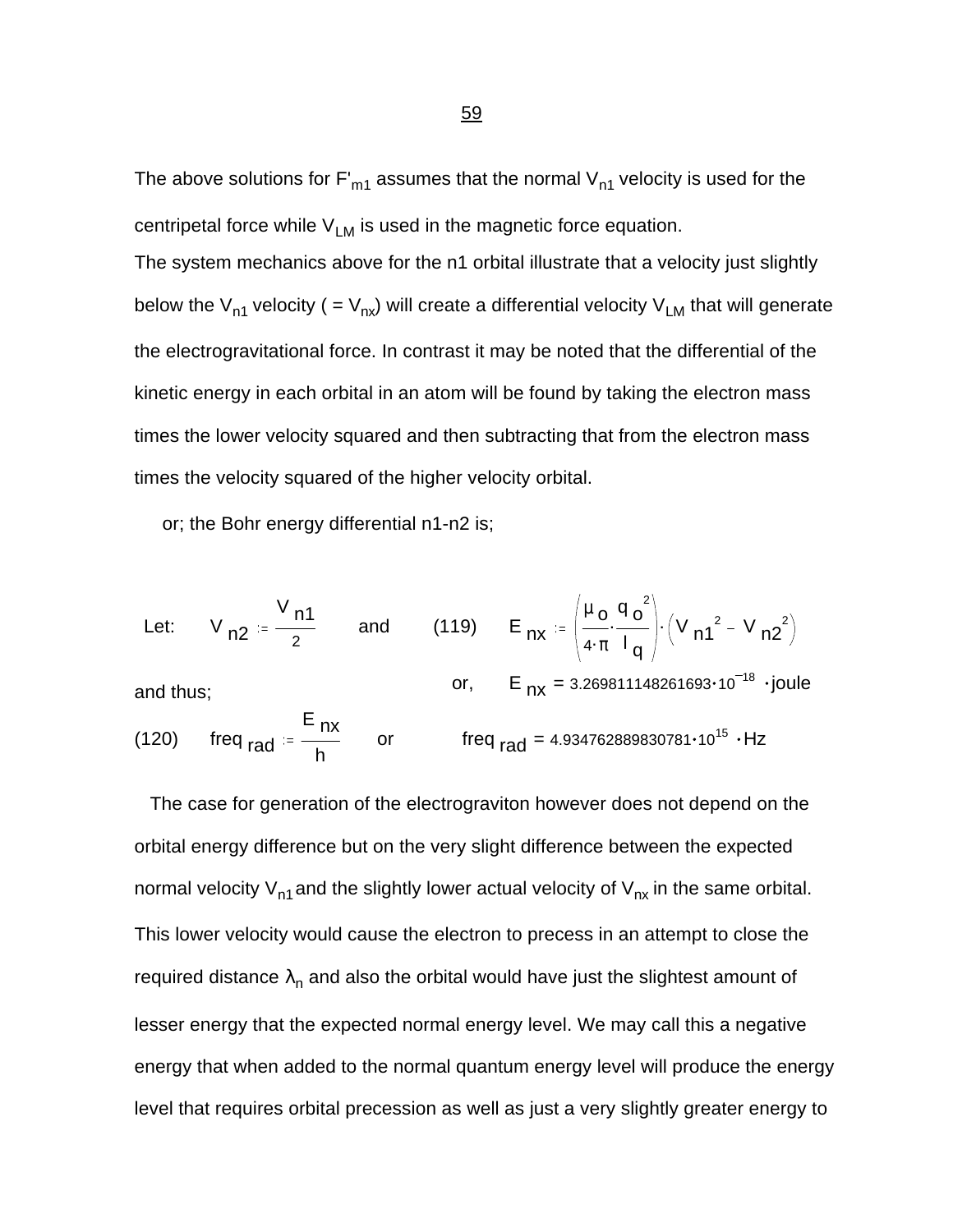The above solutions for $F'_{m1}$ assumes that the normal $V_{n1}$ velocity is used for the centripetal force while $V_{LM}$ is used in the magnetic force equation.

The system mechanics above for the n1 orbital illustrate that a velocity just slightly below the $V_{n1}$ velocity ( = $V_{nx}$) will create a differential velocity $V_{LM}$ that will generate the electrogravitational force. In contrast it may be noted that the differential of the kinetic energy in each orbital in an atom will be found by taking the electron mass times the lower velocity squared and then subtracting that from the electron mass times the velocity squared of the higher velocity orbital.

or; the Bohr energy differential n1-n2 is;

Let: $V_{n2} := \dfrac{V_{n1}}{2}$ and (119) $E_{nx} := \left(\dfrac{\mu_o}{4 \cdot \pi} \cdot \dfrac{q_o^2}{l_q}\right) \cdot \left(V_{n1}^2 - V_{n2}^2\right)$

and thus; or, $E_{nx} = 3.269811148261693 \cdot 10^{-18} \cdot \text{joule}$

(120) $\text{freq}_{rad} := \dfrac{E_{nx}}{h}$ or $\text{freq}_{rad} = 4.934762889830781 \cdot 10^{15} \cdot \text{Hz}$

The case for generation of the electrograviton however does not depend on the orbital energy difference but on the very slight difference between the expected normal velocity $V_{n1}$ and the slightly lower actual velocity of $V_{nx}$ in the same orbital. This lower velocity would cause the electron to precess in an attempt to close the required distance $\lambda_n$ and also the orbital would have just the slightest amount of lesser energy that the expected normal energy level. We may call this a negative energy that when added to the normal quantum energy level will produce the energy level that requires orbital precession as well as just a very slightly greater energy to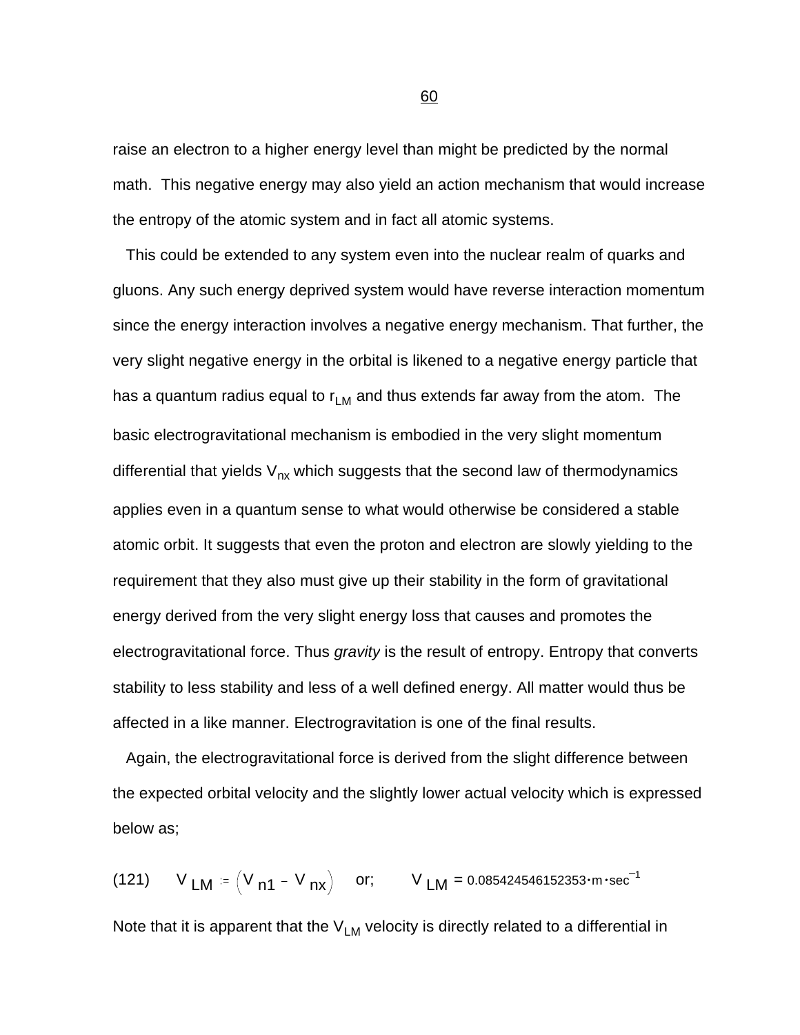raise an electron to a higher energy level than might be predicted by the normal math. This negative energy may also yield an action mechanism that would increase the entropy of the atomic system and in fact all atomic systems.

This could be extended to any system even into the nuclear realm of quarks and gluons. Any such energy deprived system would have reverse interaction momentum since the energy interaction involves a negative energy mechanism. That further, the very slight negative energy in the orbital is likened to a negative energy particle that has a quantum radius equal to $r_{LM}$ and thus extends far away from the atom. The basic electrogravitational mechanism is embodied in the very slight momentum differential that yields $V_{nx}$ which suggests that the second law of thermodynamics applies even in a quantum sense to what would otherwise be considered a stable atomic orbit. It suggests that even the proton and electron are slowly yielding to the requirement that they also must give up their stability in the form of gravitational energy derived from the very slight energy loss that causes and promotes the electrogravitational force. Thus *gravity* is the result of entropy. Entropy that converts stability to less stability and less of a well defined energy. All matter would thus be affected in a like manner. Electrogravitation is one of the final results.

Again, the electrogravitational force is derived from the slight difference between the expected orbital velocity and the slightly lower actual velocity which is expressed below as;

(121) $$V_{LM} := \left(V_{n1} - V_{nx}\right) \quad \text{or;} \quad V_{LM} = 0.085424546152353 \cdot m \cdot sec^{-1}$$

Note that it is apparent that the $V_{LM}$ velocity is directly related to a differential in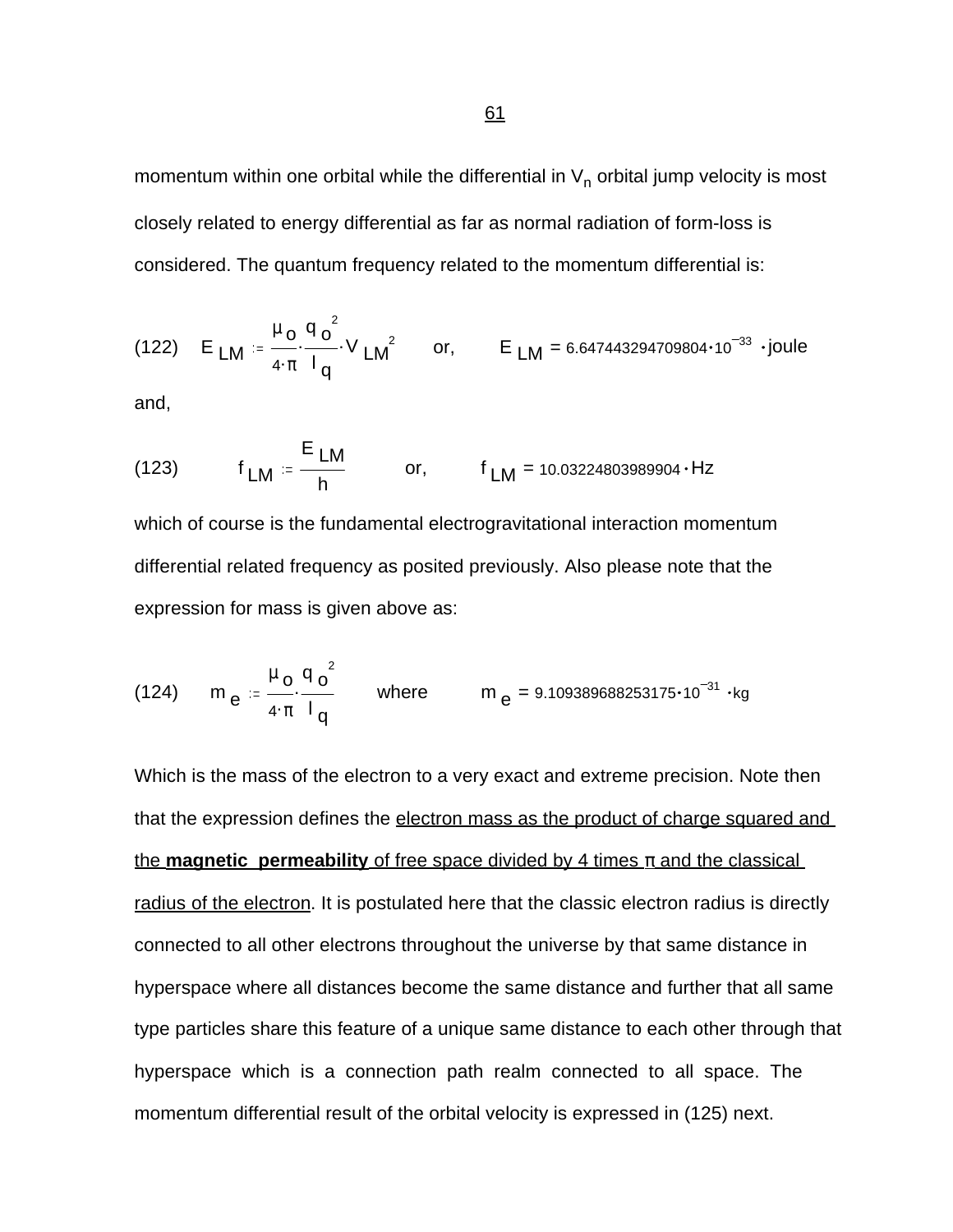momentum within one orbital while the differential in $V_n$ orbital jump velocity is most closely related to energy differential as far as normal radiation of form-loss is considered. The quantum frequency related to the momentum differential is:

(122) $$E_{LM} := \frac{\mu_o}{4 \cdot \pi} \cdot \frac{q_o^{\,2}}{l_q} \cdot V_{LM}^{\,2} \qquad \text{or,} \qquad E_{LM} = 6.647443294709804 \cdot 10^{-33} \cdot \text{joule}$$

and,

(123) $$f_{LM} := \frac{E_{LM}}{h} \qquad \text{or,} \qquad f_{LM} = 10.03224803989904 \cdot \text{Hz}$$

which of course is the fundamental electrogravitational interaction momentum differential related frequency as posited previously. Also please note that the expression for mass is given above as:

(124) $$m_e := \frac{\mu_o}{4 \cdot \pi} \cdot \frac{q_o^{\,2}}{l_q} \qquad \text{where} \qquad m_e = 9.109389688253175 \cdot 10^{-31} \cdot \text{kg}$$

Which is the mass of the electron to a very exact and extreme precision. Note then that the expression defines the electron mass as the product of charge squared and the **magnetic permeability** of free space divided by 4 times π and the classical radius of the electron. It is postulated here that the classic electron radius is directly connected to all other electrons throughout the universe by that same distance in hyperspace where all distances become the same distance and further that all same type particles share this feature of a unique same distance to each other through that hyperspace which is a connection path realm connected to all space. The momentum differential result of the orbital velocity is expressed in (125) next.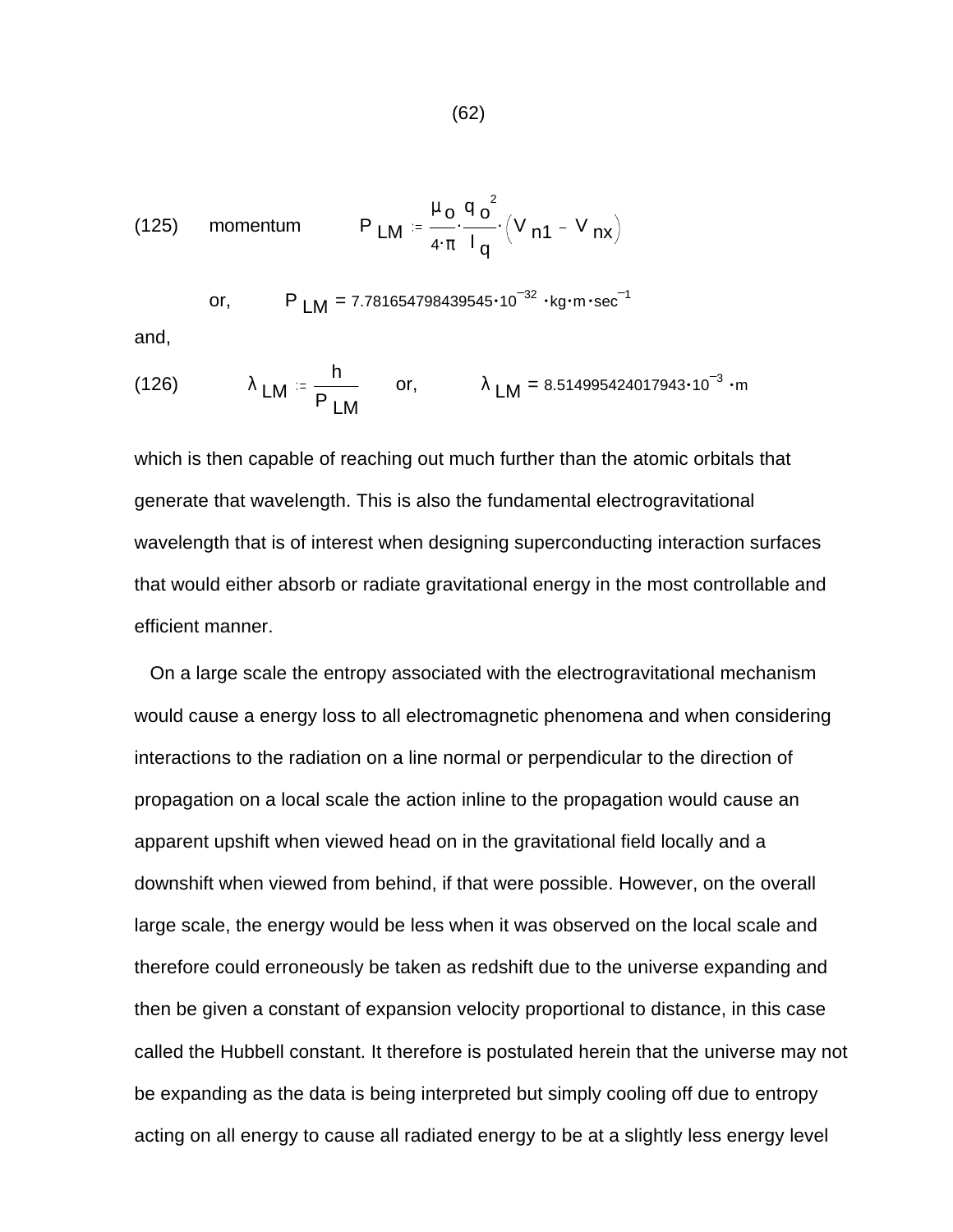(125) momentum $$P_{LM} := \frac{\mu_o}{4\cdot\pi}\cdot\frac{q_o^2}{l_q}\cdot\left(V_{n1} - V_{nx}\right)$$

or, $P_{LM} = 7.781654798439545\cdot10^{-32}\cdot kg\cdot m\cdot sec^{-1}$

and,

(126) $$\lambda_{LM} := \frac{h}{P_{LM}}$$ or, $\lambda_{LM} = 8.514995424017943\cdot10^{-3}\cdot m$

which is then capable of reaching out much further than the atomic orbitals that generate that wavelength. This is also the fundamental electrogravitational wavelength that is of interest when designing superconducting interaction surfaces that would either absorb or radiate gravitational energy in the most controllable and efficient manner.

On a large scale the entropy associated with the electrogravitational mechanism would cause a energy loss to all electromagnetic phenomena and when considering interactions to the radiation on a line normal or perpendicular to the direction of propagation on a local scale the action inline to the propagation would cause an apparent upshift when viewed head on in the gravitational field locally and a downshift when viewed from behind, if that were possible. However, on the overall large scale, the energy would be less when it was observed on the local scale and therefore could erroneously be taken as redshift due to the universe expanding and then be given a constant of expansion velocity proportional to distance, in this case called the Hubbell constant. It therefore is postulated herein that the universe may not be expanding as the data is being interpreted but simply cooling off due to entropy acting on all energy to cause all radiated energy to be at a slightly less energy level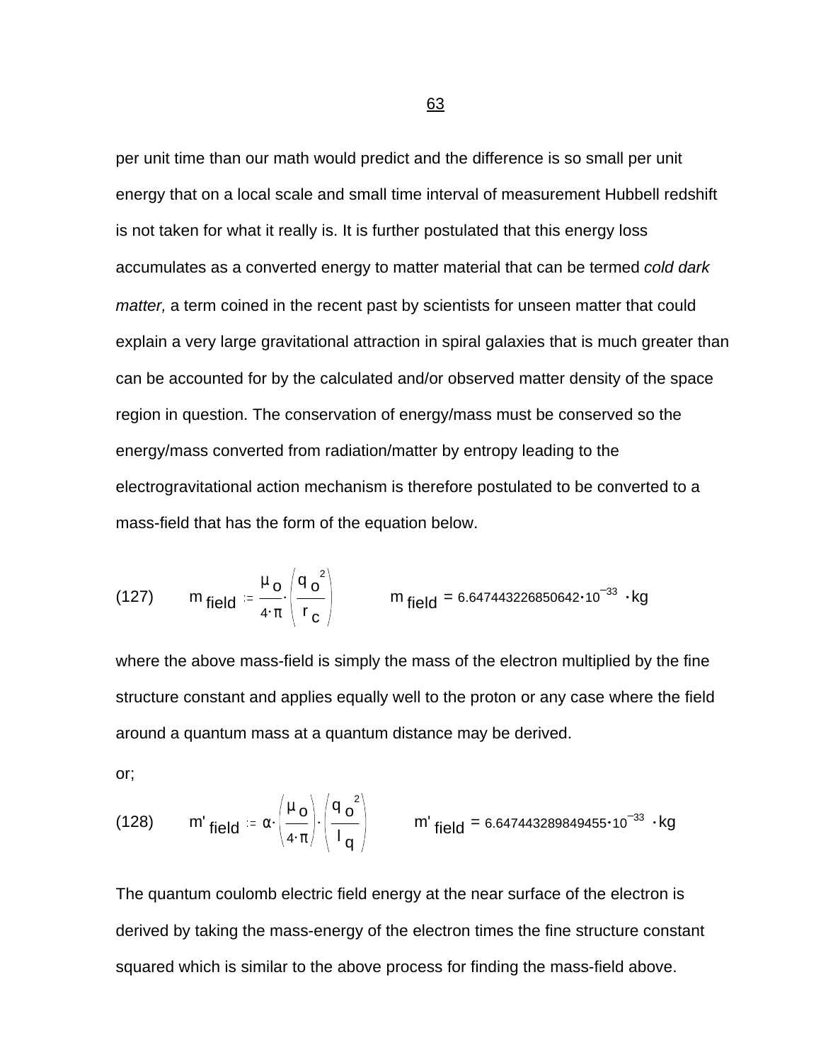per unit time than our math would predict and the difference is so small per unit energy that on a local scale and small time interval of measurement Hubbell redshift is not taken for what it really is. It is further postulated that this energy loss accumulates as a converted energy to matter material that can be termed *cold dark matter,* a term coined in the recent past by scientists for unseen matter that could explain a very large gravitational attraction in spiral galaxies that is much greater than can be accounted for by the calculated and/or observed matter density of the space region in question. The conservation of energy/mass must be conserved so the energy/mass converted from radiation/matter by entropy leading to the electrogravitational action mechanism is therefore postulated to be converted to a mass-field that has the form of the equation below.

(127) $$m_{field} := \frac{\mu_o}{4\cdot\pi}\cdot\left(\frac{{q_o}^2}{r_c}\right) \qquad m_{field} = 6.647443226850642\cdot 10^{-33}\cdot kg$$

where the above mass-field is simply the mass of the electron multiplied by the fine structure constant and applies equally well to the proton or any case where the field around a quantum mass at a quantum distance may be derived.

or;

(128) $$m'_{field} := \alpha\cdot\left(\frac{\mu_o}{4\cdot\pi}\right)\cdot\left(\frac{{q_o}^2}{l_q}\right) \qquad m'_{field} = 6.647443289849455\cdot 10^{-33}\cdot kg$$

The quantum coulomb electric field energy at the near surface of the electron is derived by taking the mass-energy of the electron times the fine structure constant squared which is similar to the above process for finding the mass-field above.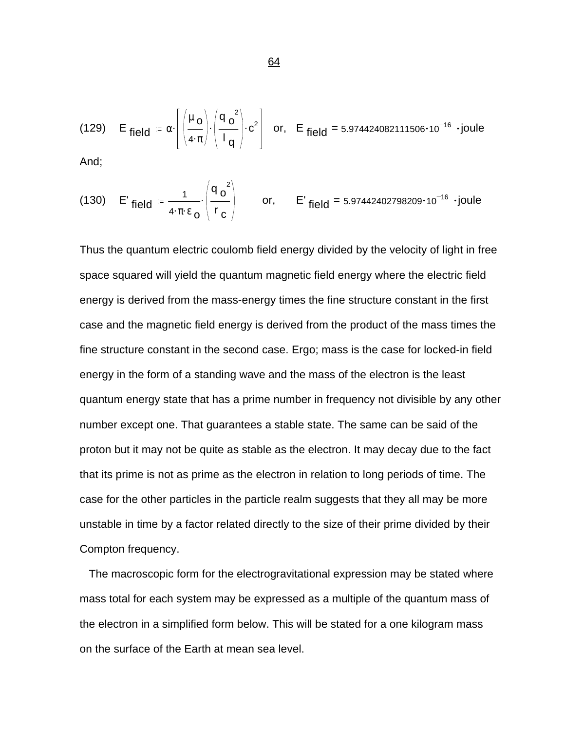(129) $E_{field} := \alpha \cdot \left[ \left( \frac{\mu_o}{4 \cdot \pi} \right) \cdot \left( \frac{{q_o}^2}{l_q} \right) \cdot c^2 \right]$ or, $E_{field} = 5.974424082111506 \cdot 10^{-16} \cdot \text{joule}$

And;

(130) $E'_{field} := \frac{1}{4 \cdot \pi \cdot \varepsilon_o} \cdot \left( \frac{{q_o}^2}{r_c} \right)$ or, $E'_{field} = 5.97442402798209 \cdot 10^{-16} \cdot \text{joule}$

Thus the quantum electric coulomb field energy divided by the velocity of light in free space squared will yield the quantum magnetic field energy where the electric field energy is derived from the mass-energy times the fine structure constant in the first case and the magnetic field energy is derived from the product of the mass times the fine structure constant in the second case. Ergo; mass is the case for locked-in field energy in the form of a standing wave and the mass of the electron is the least quantum energy state that has a prime number in frequency not divisible by any other number except one. That guarantees a stable state. The same can be said of the proton but it may not be quite as stable as the electron. It may decay due to the fact that its prime is not as prime as the electron in relation to long periods of time. The case for the other particles in the particle realm suggests that they all may be more unstable in time by a factor related directly to the size of their prime divided by their Compton frequency.

The macroscopic form for the electrogravitational expression may be stated where mass total for each system may be expressed as a multiple of the quantum mass of the electron in a simplified form below. This will be stated for a one kilogram mass on the surface of the Earth at mean sea level.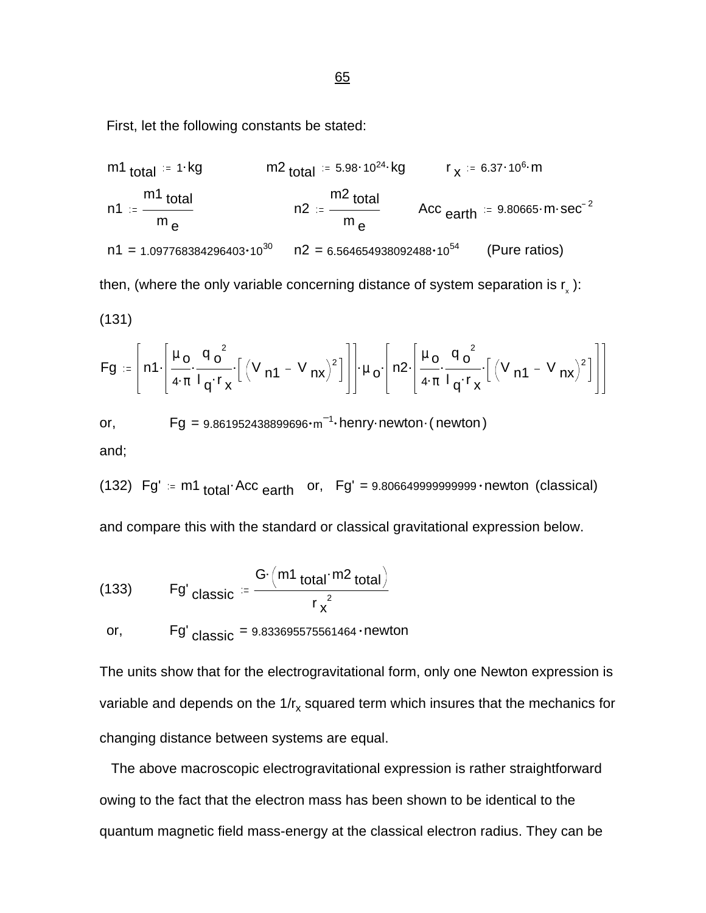First, let the following constants be stated:

$$m1_{total} := 1 \cdot kg \qquad m2_{total} := 5.98 \cdot 10^{24} \cdot kg \qquad r_x := 6.37 \cdot 10^{6} \cdot m$$

$$n1 := \frac{m1_{total}}{m_e} \qquad n2 := \frac{m2_{total}}{m_e} \qquad Acc_{earth} := 9.80665 \cdot m \cdot sec^{-2}$$

$$n1 = 1.097768384296403 \cdot 10^{30} \qquad n2 = 6.564654938092488 \cdot 10^{54} \qquad \text{(Pure ratios)}$$

then, (where the only variable concerning distance of system separation is $r_x$ ):

(131)

$$Fg := \left[ n1 \cdot \left[ \frac{\mu_o}{4 \cdot \pi} \cdot \frac{{q_o}^2}{l_q \cdot r_x} \cdot \left[ \left( V_{n1} - V_{nx} \right)^2 \right] \right] \right] \cdot \mu_o \cdot \left[ n2 \cdot \left[ \frac{\mu_o}{4 \cdot \pi} \cdot \frac{{q_o}^2}{l_q \cdot r_x} \cdot \left[ \left( V_{n1} - V_{nx} \right)^2 \right] \right] \right]$$

or, $\quad Fg = 9.861952438899696 \cdot m^{-1} \cdot henry \cdot newton \cdot (newton)$

and;

(132) $\quad Fg' := m1_{total} \cdot Acc_{earth} \quad$ or, $\quad Fg' = 9.806649999999999 \cdot newton$ (classical)

and compare this with the standard or classical gravitational expression below.

(133)
$$Fg'_{classic} := \frac{G \cdot \left( m1_{total} \cdot m2_{total} \right)}{{r_x}^2}$$

or, $\quad Fg'_{classic} = 9.833695575561464 \cdot newton$

The units show that for the electrogravitational form, only one Newton expression is variable and depends on the $1/r_x$ squared term which insures that the mechanics for changing distance between systems are equal.

The above macroscopic electrogravitational expression is rather straightforward owing to the fact that the electron mass has been shown to be identical to the quantum magnetic field mass-energy at the classical electron radius. They can be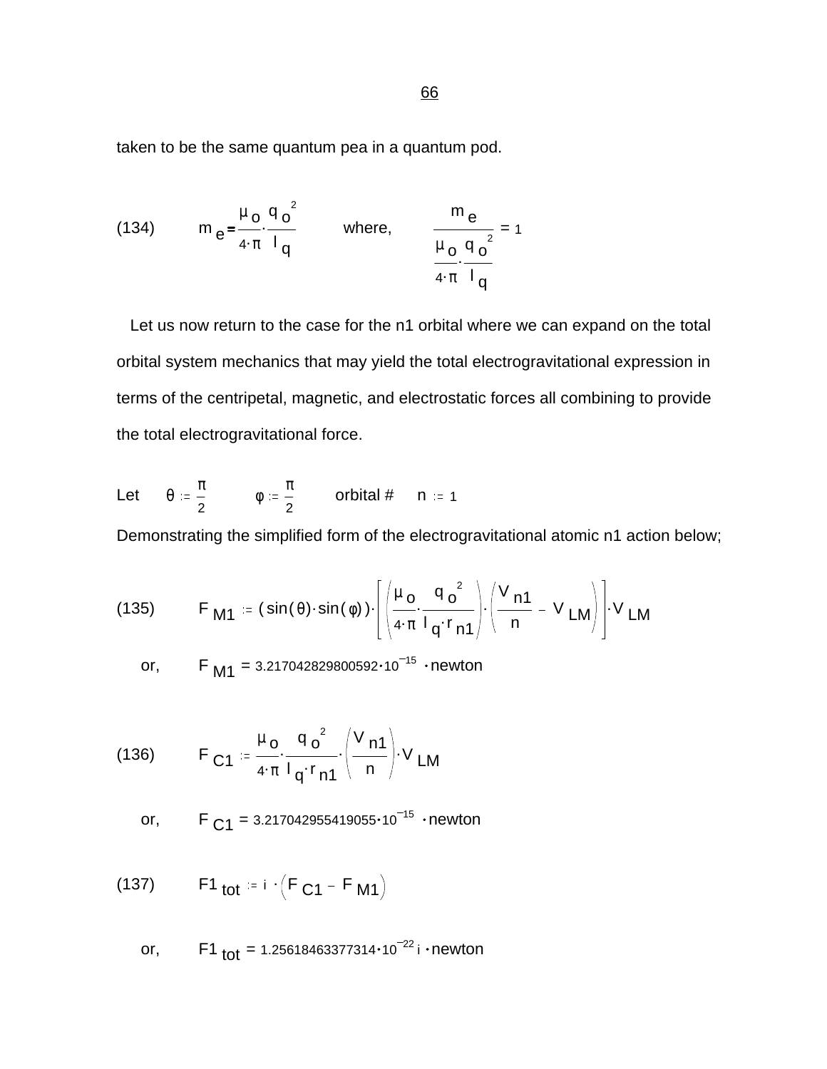taken to be the same quantum pea in a quantum pod.

(134) $$m_e = \frac{\mu_o}{4 \cdot \pi} \cdot \frac{q_o^2}{l_q} \qquad \text{where,} \qquad \frac{m_e}{\frac{\mu_o}{4 \cdot \pi} \cdot \frac{q_o^2}{l_q}} = 1$$

Let us now return to the case for the n1 orbital where we can expand on the total orbital system mechanics that may yield the total electrogravitational expression in terms of the centripetal, magnetic, and electrostatic forces all combining to provide the total electrogravitational force.

Let $\theta := \frac{\pi}{2}$ $\qquad \phi := \frac{\pi}{2}$ $\qquad$ orbital # $\quad n := 1$

Demonstrating the simplified form of the electrogravitational atomic n1 action below;

(135) $$F_{M1} := (\sin(\theta) \cdot \sin(\phi)) \cdot \left[ \left( \frac{\mu_o}{4 \cdot \pi} \cdot \frac{q_o^2}{l_q \cdot r_{n1}} \right) \cdot \left( \frac{V_{n1}}{n} - V_{LM} \right) \right] \cdot V_{LM}$$

or, $\quad F_{M1} = 3.217042829800592 \cdot 10^{-15} \cdot \text{newton}$

(136) $$F_{C1} := \frac{\mu_o}{4 \cdot \pi} \cdot \frac{q_o^2}{l_q \cdot r_{n1}} \cdot \left( \frac{V_{n1}}{n} \right) \cdot V_{LM}$$

or, $\quad F_{C1} = 3.217042955419055 \cdot 10^{-15} \cdot \text{newton}$

(137) $$F1_{tot} := i \cdot \left( F_{C1} - F_{M1} \right)$$

or, $\quad F1_{tot} = 1.25618463377314 \cdot 10^{-22} i \cdot \text{newton}$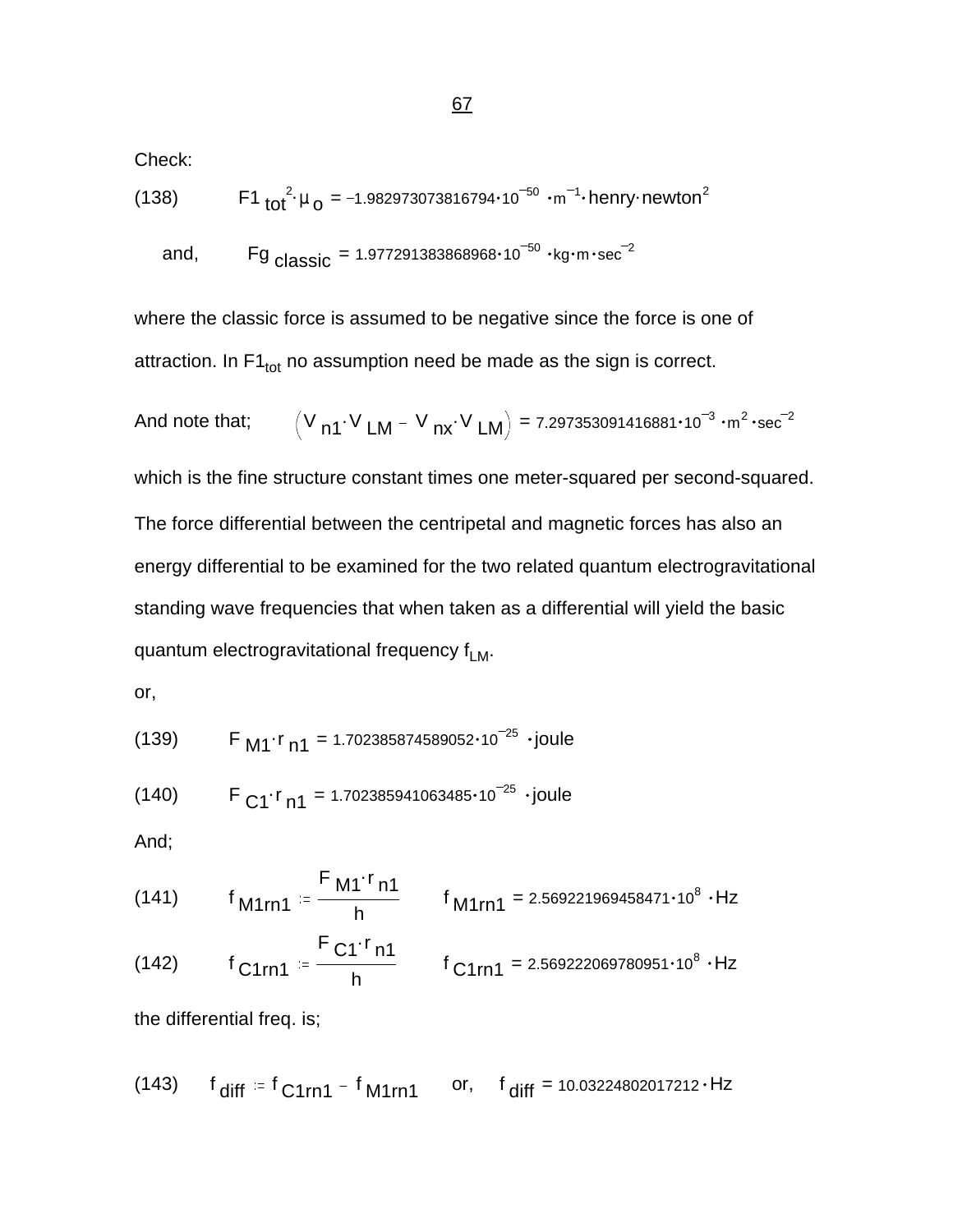Check:

(138) $F1_{tot}^{2} \cdot \mu_{o} = -1.982973073816794 \cdot 10^{-50} \cdot m^{-1} \cdot henry \cdot newton^{2}$

and, $Fg_{classic} = 1.977291383868968 \cdot 10^{-50} \cdot kg \cdot m \cdot sec^{-2}$

where the classic force is assumed to be negative since the force is one of attraction. In $F1_{tot}$ no assumption need be made as the sign is correct.

And note that; $\left(V_{n1} \cdot V_{LM} - V_{nx} \cdot V_{LM}\right) = 7.297353091416881 \cdot 10^{-3} \cdot m^{2} \cdot sec^{-2}$

which is the fine structure constant times one meter-squared per second-squared. The force differential between the centripetal and magnetic forces has also an energy differential to be examined for the two related quantum electrogravitational standing wave frequencies that when taken as a differential will yield the basic quantum electrogravitational frequency $f_{LM}$.

or,

(139) $F_{M1} \cdot r_{n1} = 1.702385874589052 \cdot 10^{-25} \cdot joule$

(140) $F_{C1} \cdot r_{n1} = 1.702385941063485 \cdot 10^{-25} \cdot joule$

And;

(141) $f_{M1rn1} := \dfrac{F_{M1} \cdot r_{n1}}{h}$ $\quad f_{M1rn1} = 2.569221969458471 \cdot 10^{8} \cdot Hz$

(142) $f_{C1rn1} := \dfrac{F_{C1} \cdot r_{n1}}{h}$ $\quad f_{C1rn1} = 2.569222069780951 \cdot 10^{8} \cdot Hz$

the differential freq. is;

(143) $f_{diff} := f_{C1rn1} - f_{M1rn1}$ or, $f_{diff} = 10.03224802017212 \cdot Hz$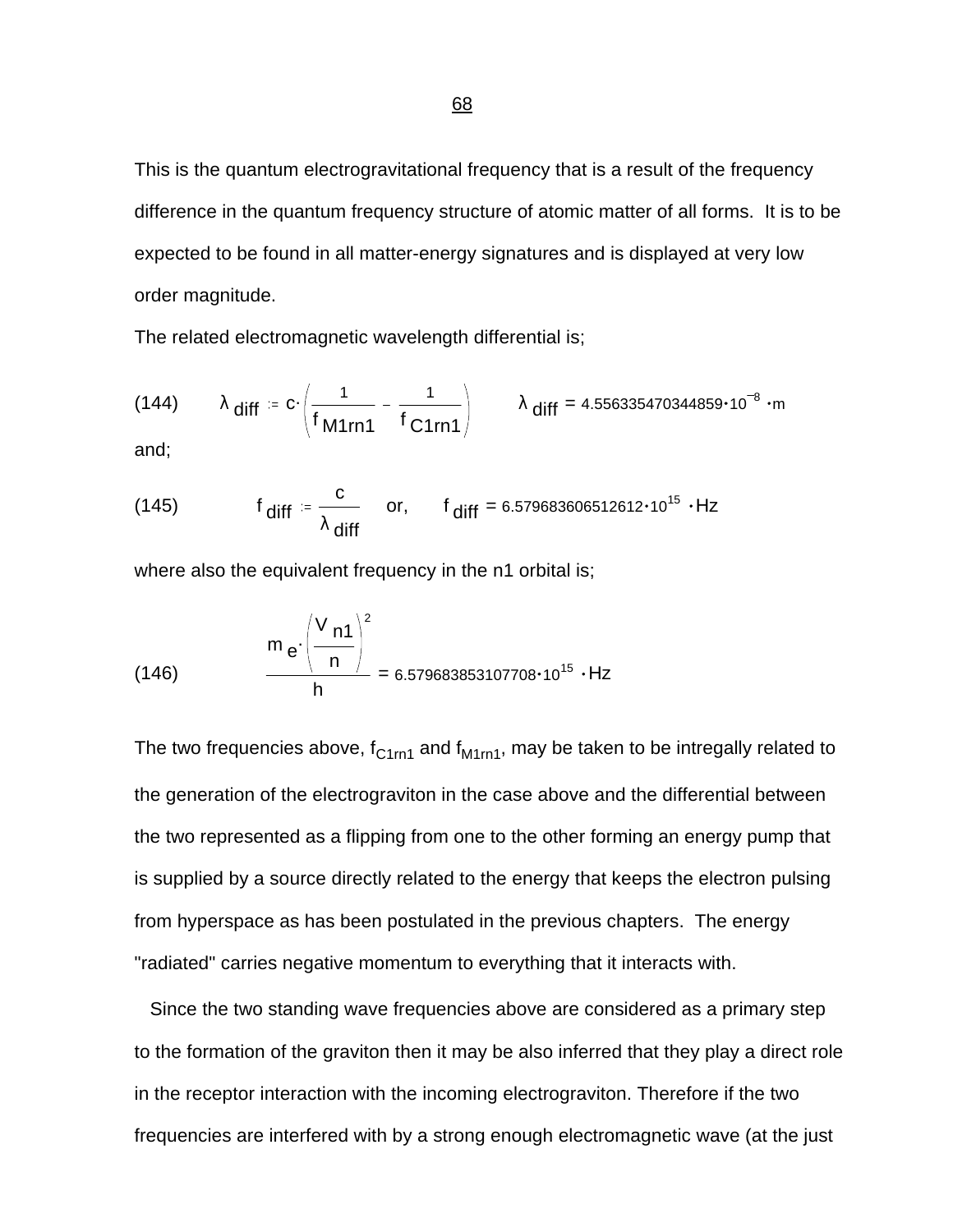This is the quantum electrogravitational frequency that is a result of the frequency difference in the quantum frequency structure of atomic matter of all forms. It is to be expected to be found in all matter-energy signatures and is displayed at very low order magnitude.

The related electromagnetic wavelength differential is;

(144) $$\lambda_{diff} := c \cdot \left( \frac{1}{f_{M1rn1}} - \frac{1}{f_{C1rn1}} \right) \qquad \lambda_{diff} = 4.556335470344859 \cdot 10^{-8} \cdot m$$

and;

(145) $$f_{diff} := \frac{c}{\lambda_{diff}} \quad \text{or,} \quad f_{diff} = 6.579683606512612 \cdot 10^{15} \cdot Hz$$

where also the equivalent frequency in the n1 orbital is;

(146) $$\frac{m_e \cdot \left( \frac{V_{n1}}{n} \right)^2}{h} = 6.579683853107708 \cdot 10^{15} \cdot Hz$$

The two frequencies above, $f_{C1rn1}$ and $f_{M1rn1}$, may be taken to be intregally related to the generation of the electrograviton in the case above and the differential between the two represented as a flipping from one to the other forming an energy pump that is supplied by a source directly related to the energy that keeps the electron pulsing from hyperspace as has been postulated in the previous chapters. The energy "radiated" carries negative momentum to everything that it interacts with.

Since the two standing wave frequencies above are considered as a primary step to the formation of the graviton then it may be also inferred that they play a direct role in the receptor interaction with the incoming electrograviton. Therefore if the two frequencies are interfered with by a strong enough electromagnetic wave (at the just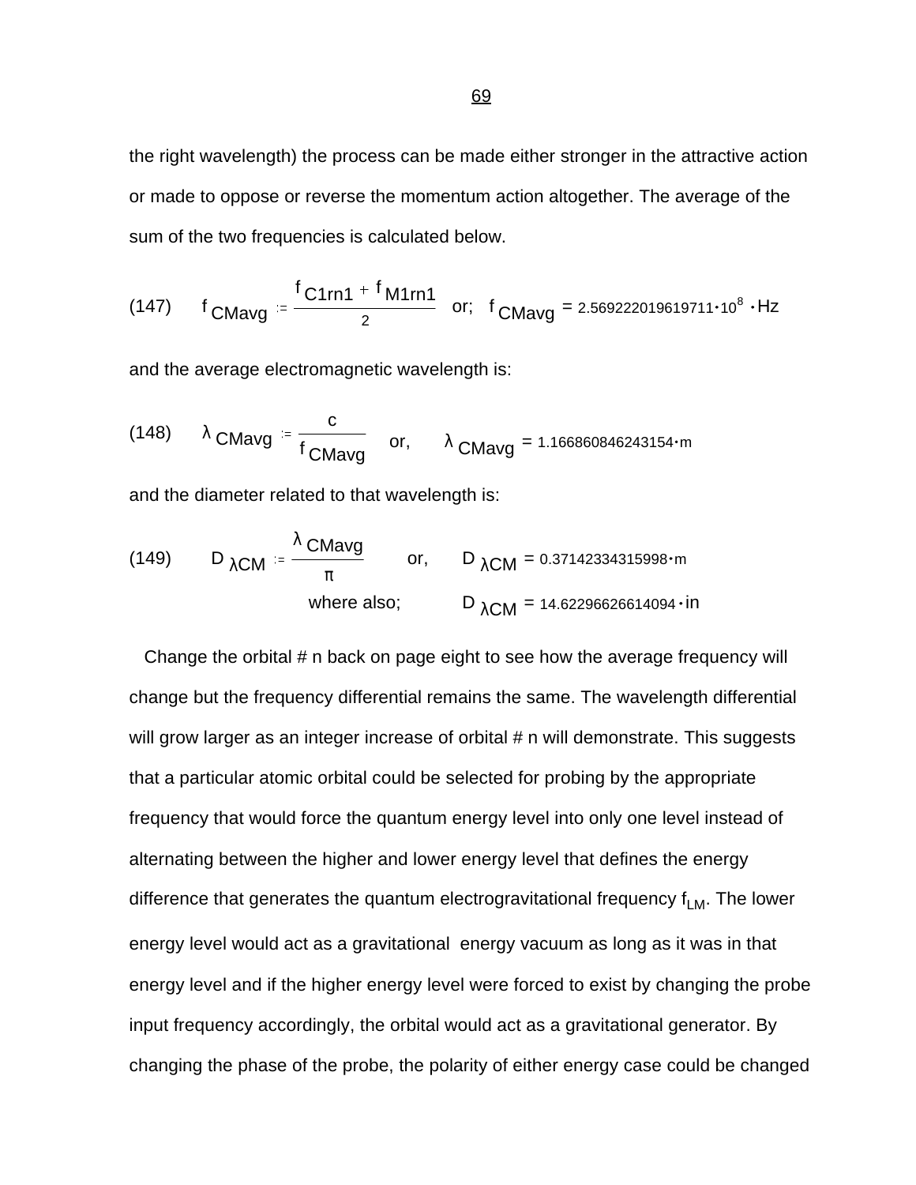the right wavelength) the process can be made either stronger in the attractive action or made to oppose or reverse the momentum action altogether. The average of the sum of the two frequencies is calculated below.

(147) $$f_{CMavg} := \frac{f_{C1rn1} + f_{M1rn1}}{2} \quad \text{or;} \quad f_{CMavg} = 2.569222019619711 \cdot 10^{8} \cdot Hz$$

and the average electromagnetic wavelength is:

(148) $$\lambda_{CMavg} := \frac{c}{f_{CMavg}} \quad \text{or,} \quad \lambda_{CMavg} = 1.166860846243154 \cdot m$$

and the diameter related to that wavelength is:

(149) $$D_{\lambda CM} := \frac{\lambda_{CMavg}}{\pi} \quad \text{or,} \quad D_{\lambda CM} = 0.37142334315998 \cdot m$$

where also; $$D_{\lambda CM} = 14.62296626614094 \cdot in$$

Change the orbital # n back on page eight to see how the average frequency will change but the frequency differential remains the same. The wavelength differential will grow larger as an integer increase of orbital # n will demonstrate. This suggests that a particular atomic orbital could be selected for probing by the appropriate frequency that would force the quantum energy level into only one level instead of alternating between the higher and lower energy level that defines the energy difference that generates the quantum electrogravitational frequency $f_{LM}$. The lower energy level would act as a gravitational energy vacuum as long as it was in that energy level and if the higher energy level were forced to exist by changing the probe input frequency accordingly, the orbital would act as a gravitational generator. By changing the phase of the probe, the polarity of either energy case could be changed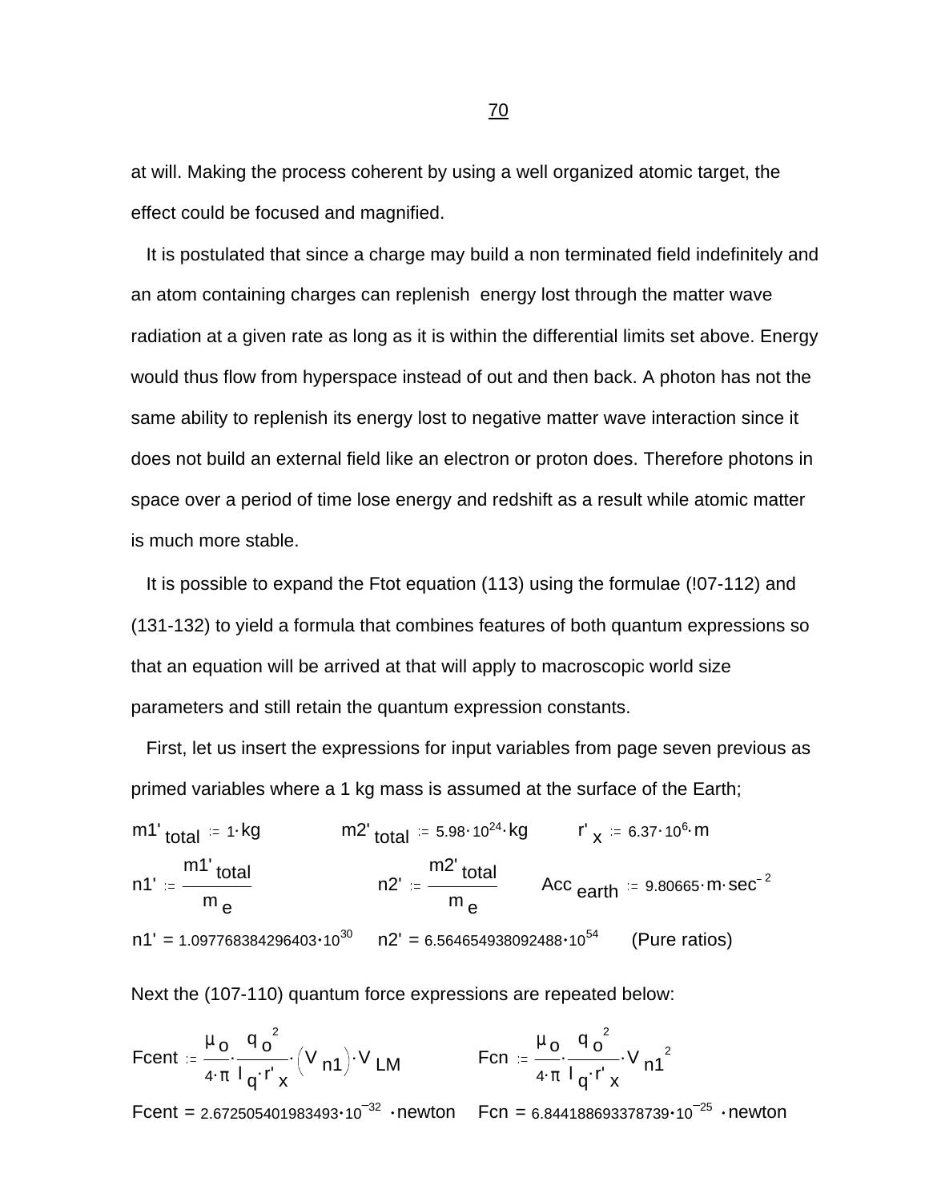at will. Making the process coherent by using a well organized atomic target, the effect could be focused and magnified.

It is postulated that since a charge may build a non terminated field indefinitely and an atom containing charges can replenish energy lost through the matter wave radiation at a given rate as long as it is within the differential limits set above. Energy would thus flow from hyperspace instead of out and then back. A photon has not the same ability to replenish its energy lost to negative matter wave interaction since it does not build an external field like an electron or proton does. Therefore photons in space over a period of time lose energy and redshift as a result while atomic matter is much more stable.

It is possible to expand the Ftot equation (113) using the formulae (!07-112) and (131-132) to yield a formula that combines features of both quantum expressions so that an equation will be arrived at that will apply to macroscopic world size parameters and still retain the quantum expression constants.

First, let us insert the expressions for input variables from page seven previous as primed variables where a 1 kg mass is assumed at the surface of the Earth;

$m1'_{total} := 1 \cdot kg \qquad m2'_{total} := 5.98 \cdot 10^{24} \cdot kg \qquad r'_{x} := 6.37 \cdot 10^{6} \cdot m$

$n1' := \dfrac{m1'_{total}}{m_{e}} \qquad n2' := \dfrac{m2'_{total}}{m_{e}} \qquad Acc_{earth} := 9.80665 \cdot m \cdot sec^{-2}$

$n1' = 1.097768384296403 \cdot 10^{30} \qquad n2' = 6.564654938092488 \cdot 10^{54}$ (Pure ratios)

Next the (107-110) quantum force expressions are repeated below:

$Fcent := \dfrac{\mu_{o}}{4 \cdot \pi} \cdot \dfrac{q_{o}^{2}}{l_{q} \cdot r'_{x}} \cdot \left(V_{n1}\right) \cdot V_{LM} \qquad Fcn := \dfrac{\mu_{o}}{4 \cdot \pi} \cdot \dfrac{q_{o}^{2}}{l_{q} \cdot r'_{x}} \cdot V_{n1}^{\ 2}$

$Fcent = 2.672505401983493 \cdot 10^{-32} \cdot newton \qquad Fcn = 6.844188693378739 \cdot 10^{-25} \cdot newton$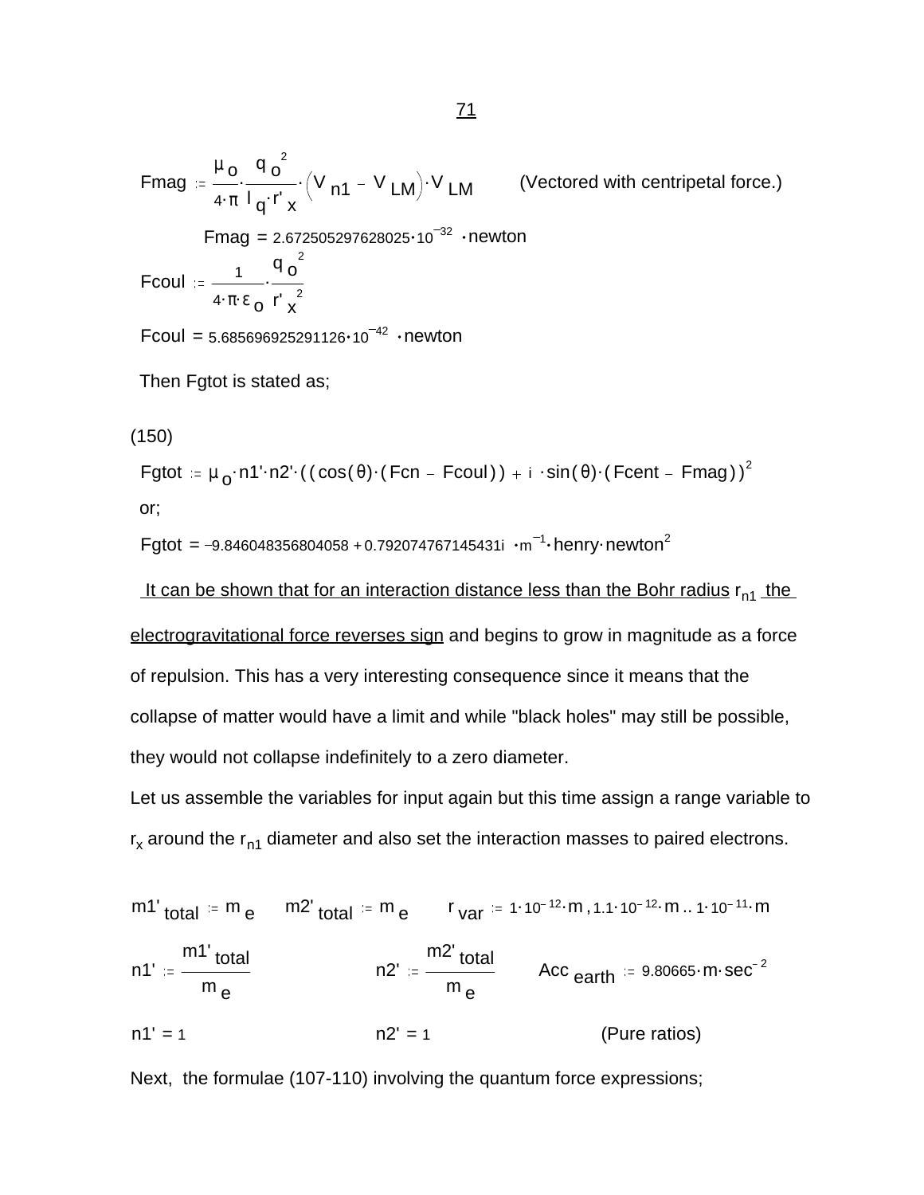$$Fmag := \frac{\mu_o}{4\cdot\pi}\cdot\frac{q_o^2}{l_q\cdot r'_x}\cdot\left(V_{n1} - V_{LM}\right)\cdot V_{LM}$$ (Vectored with centripetal force.)

$$Fmag = 2.672505297628025\cdot 10^{-32}\cdot newton$$

$$Fcoul := \frac{1}{4\cdot\pi\cdot\varepsilon_o}\cdot\frac{q_o^2}{r'_x{}^2}$$

$$Fcoul = 5.685696925291126\cdot 10^{-42}\cdot newton$$

Then Fgtot is stated as;

(150)

$$Fgtot := \mu_o\cdot n1'\cdot n2'\cdot\left((\cos(\theta)\cdot(Fcn - Fcoul)) + i\cdot\sin(\theta)\cdot(Fcent - Fmag)\right)^2$$

or;

$$Fgtot = -9.846048356804058 + 0.792074767145431i\cdot m^{-1}\cdot henry\cdot newton^2$$

It can be shown that for an interaction distance less than the Bohr radius $r_{n1}$ the electrogravitational force reverses sign and begins to grow in magnitude as a force of repulsion. This has a very interesting consequence since it means that the collapse of matter would have a limit and while "black holes" may still be possible, they would not collapse indefinitely to a zero diameter.

Let us assemble the variables for input again but this time assign a range variable to $r_x$ around the $r_{n1}$ diameter and also set the interaction masses to paired electrons.

$m1'_{total} := m_e$ $\quad$ $m2'_{total} := m_e$ $\quad$ $r_{var} := 1\cdot 10^{-12}\cdot m, 1.1\cdot 10^{-12}\cdot m .. 1\cdot 10^{-11}\cdot m$

$n1' := \frac{m1'_{total}}{m_e}$ $\quad$ $n2' := \frac{m2'_{total}}{m_e}$ $\quad$ $Acc_{earth} := 9.80665\cdot m\cdot sec^{-2}$

$n1' = 1$ $\quad$ $n2' = 1$ $\quad$ (Pure ratios)

Next, the formulae (107-110) involving the quantum force expressions;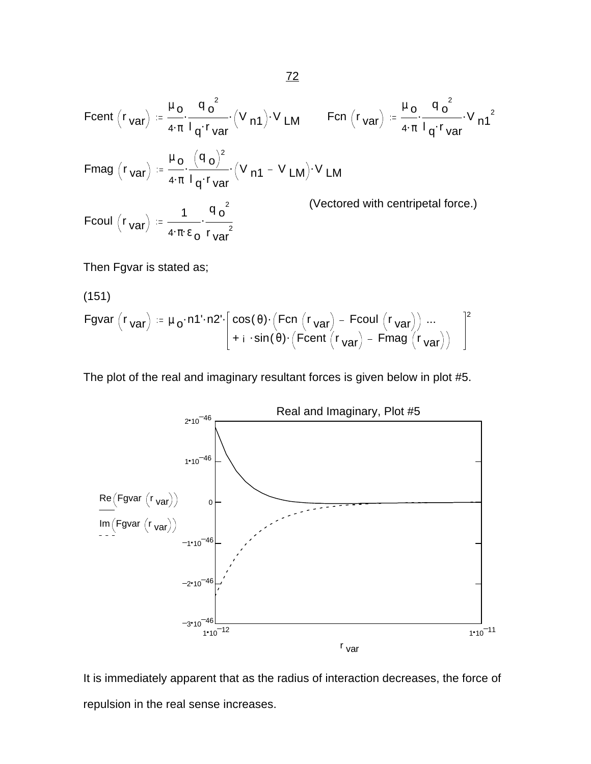$$Fcent\left(r_{var}\right) := \frac{\mu_o}{4\cdot\pi}\cdot\frac{q_o^{\,2}}{l_q\cdot r_{var}}\cdot\left(V_{n1}\right)\cdot V_{LM} \qquad Fcn\left(r_{var}\right) := \frac{\mu_o}{4\cdot\pi}\cdot\frac{q_o^{\,2}}{l_q\cdot r_{var}}\cdot V_{n1}^{\;2}$$

$$Fmag\left(r_{var}\right) := \frac{\mu_o}{4\cdot\pi}\cdot\frac{\left(q_o\right)^2}{l_q\cdot r_{var}}\cdot\left(V_{n1} - V_{LM}\right)\cdot V_{LM}$$

(Vectored with centripetal force.)

$$Fcoul\left(r_{var}\right) := \frac{1}{4\cdot\pi\cdot\varepsilon_o}\cdot\frac{q_o^{\,2}}{r_{var}^{\;2}}$$

Then Fgvar is stated as;

(151)

$$Fgvar\left(r_{var}\right) := \mu_o\cdot n1'\cdot n2'\cdot\left[\cos(\theta)\cdot\left(Fcn\left(r_{var}\right) - Fcoul\left(r_{var}\right)\right) + i\cdot\sin(\theta)\cdot\left(Fcent\left(r_{var}\right) - Fmag\left(r_{var}\right)\right)\right]^2$$

The plot of the real and imaginary resultant forces is given below in plot #5.

Real and Imaginary, Plot #5

It is immediately apparent that as the radius of interaction decreases, the force of repulsion in the real sense increases.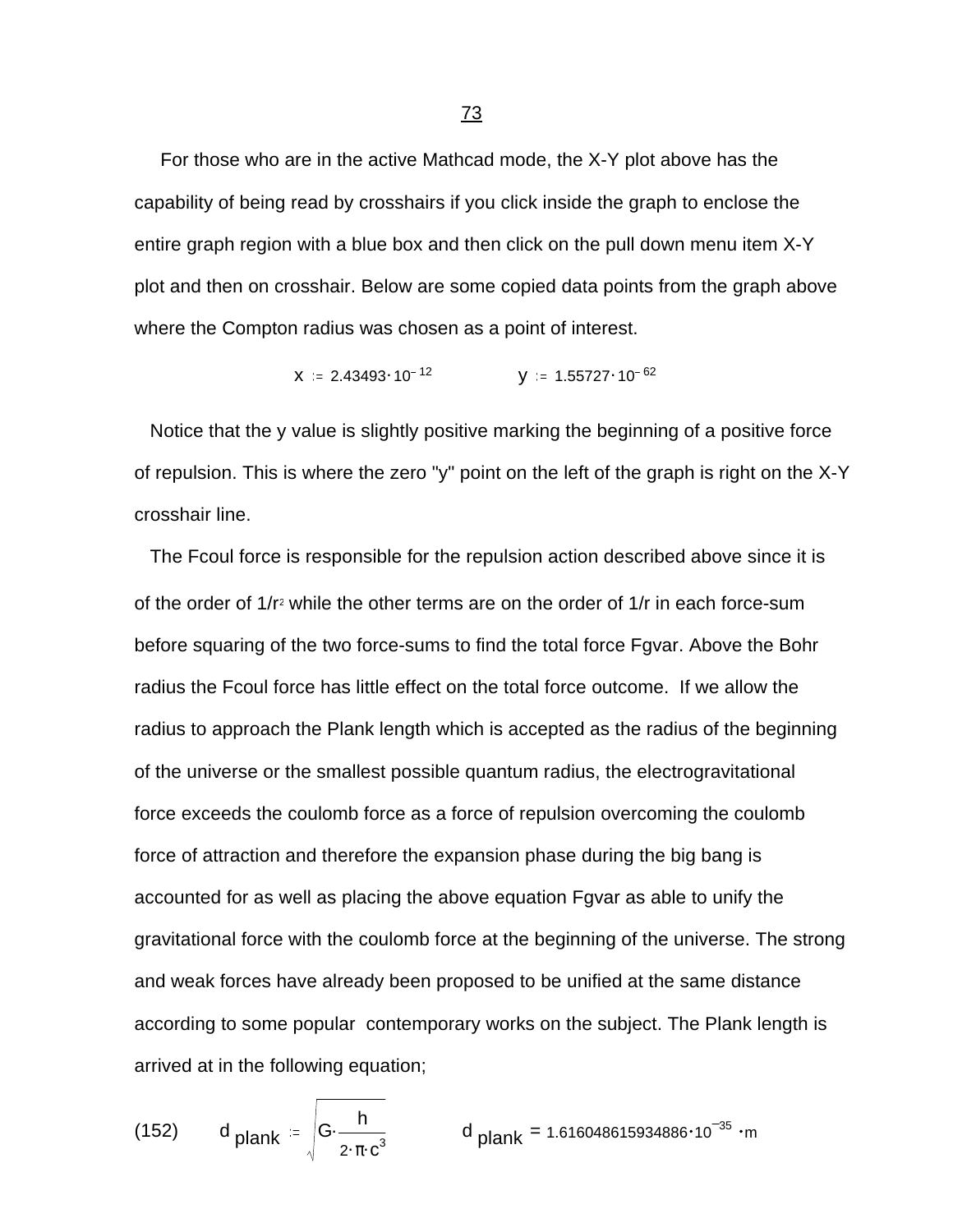For those who are in the active Mathcad mode, the X-Y plot above has the capability of being read by crosshairs if you click inside the graph to enclose the entire graph region with a blue box and then click on the pull down menu item X-Y plot and then on crosshair. Below are some copied data points from the graph above where the Compton radius was chosen as a point of interest.

$$x := 2.43493 \cdot 10^{-12} \qquad y := 1.55727 \cdot 10^{-62}$$

Notice that the y value is slightly positive marking the beginning of a positive force of repulsion. This is where the zero "y" point on the left of the graph is right on the X-Y crosshair line.

The Fcoul force is responsible for the repulsion action described above since it is of the order of $1/r^2$ while the other terms are on the order of $1/r$ in each force-sum before squaring of the two force-sums to find the total force Fgvar. Above the Bohr radius the Fcoul force has little effect on the total force outcome. If we allow the radius to approach the Plank length which is accepted as the radius of the beginning of the universe or the smallest possible quantum radius, the electrogravitational force exceeds the coulomb force as a force of repulsion overcoming the coulomb force of attraction and therefore the expansion phase during the big bang is accounted for as well as placing the above equation Fgvar as able to unify the gravitational force with the coulomb force at the beginning of the universe. The strong and weak forces have already been proposed to be unified at the same distance according to some popular contemporary works on the subject. The Plank length is arrived at in the following equation;

(152) $$d_{plank} := \sqrt{G \cdot \frac{h}{2 \cdot \pi \cdot c^3}} \qquad d_{plank} = 1.616048615934886 \cdot 10^{-35} \cdot m$$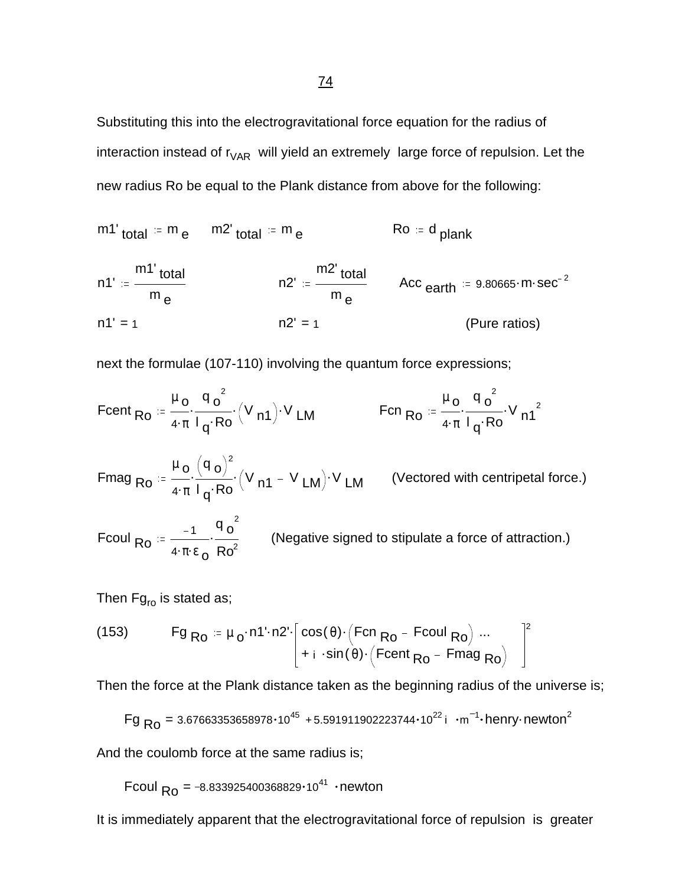Substituting this into the electrogravitational force equation for the radius of interaction instead of $r_{VAR}$ will yield an extremely large force of repulsion. Let the new radius Ro be equal to the Plank distance from above for the following:

$$m1'_{total} := m_e \qquad m2'_{total} := m_e \qquad Ro := d_{plank}$$

$$n1' := \frac{m1'_{total}}{m_e} \qquad n2' := \frac{m2'_{total}}{m_e} \qquad Acc_{earth} := 9.80665 \cdot m \cdot sec^{-2}$$

$$n1' = 1 \qquad n2' = 1 \qquad \text{(Pure ratios)}$$

next the formulae (107-110) involving the quantum force expressions;

$$Fcent_{Ro} := \frac{\mu_o}{4 \cdot \pi} \cdot \frac{q_o^{\,2}}{l_q \cdot Ro} \cdot \left(V_{n1}\right) \cdot V_{LM} \qquad Fcn_{Ro} := \frac{\mu_o}{4 \cdot \pi} \cdot \frac{q_o^{\,2}}{l_q \cdot Ro} \cdot V_{n1}^{\,2}$$

$$Fmag_{Ro} := \frac{\mu_o}{4 \cdot \pi} \cdot \frac{\left(q_o\right)^2}{l_q \cdot Ro} \cdot \left(V_{n1} - V_{LM}\right) \cdot V_{LM} \qquad \text{(Vectored with centripetal force.)}$$

$$Fcoul_{Ro} := \frac{-1}{4 \cdot \pi \cdot \varepsilon_o} \cdot \frac{q_o^{\,2}}{Ro^2} \qquad \text{(Negative signed to stipulate a force of attraction.)}$$

Then $Fg_{ro}$ is stated as;

$$(153) \qquad Fg_{Ro} := \mu_o \cdot n1' \cdot n2' \cdot \left[ \cos(\theta) \cdot \left(Fcn_{Ro} - Fcoul_{Ro}\right) + i \cdot \sin(\theta) \cdot \left(Fcent_{Ro} - Fmag_{Ro}\right) \right]^2$$

Then the force at the Plank distance taken as the beginning radius of the universe is;

$$Fg_{Ro} = 3.67663353658978 \cdot 10^{45} + 5.591911902223744 \cdot 10^{22} i \cdot m^{-1} \cdot henry \cdot newton^2$$

And the coulomb force at the same radius is;

$$Fcoul_{Ro} = -8.833925400368829 \cdot 10^{41} \cdot newton$$

It is immediately apparent that the electrogravitational force of repulsion is greater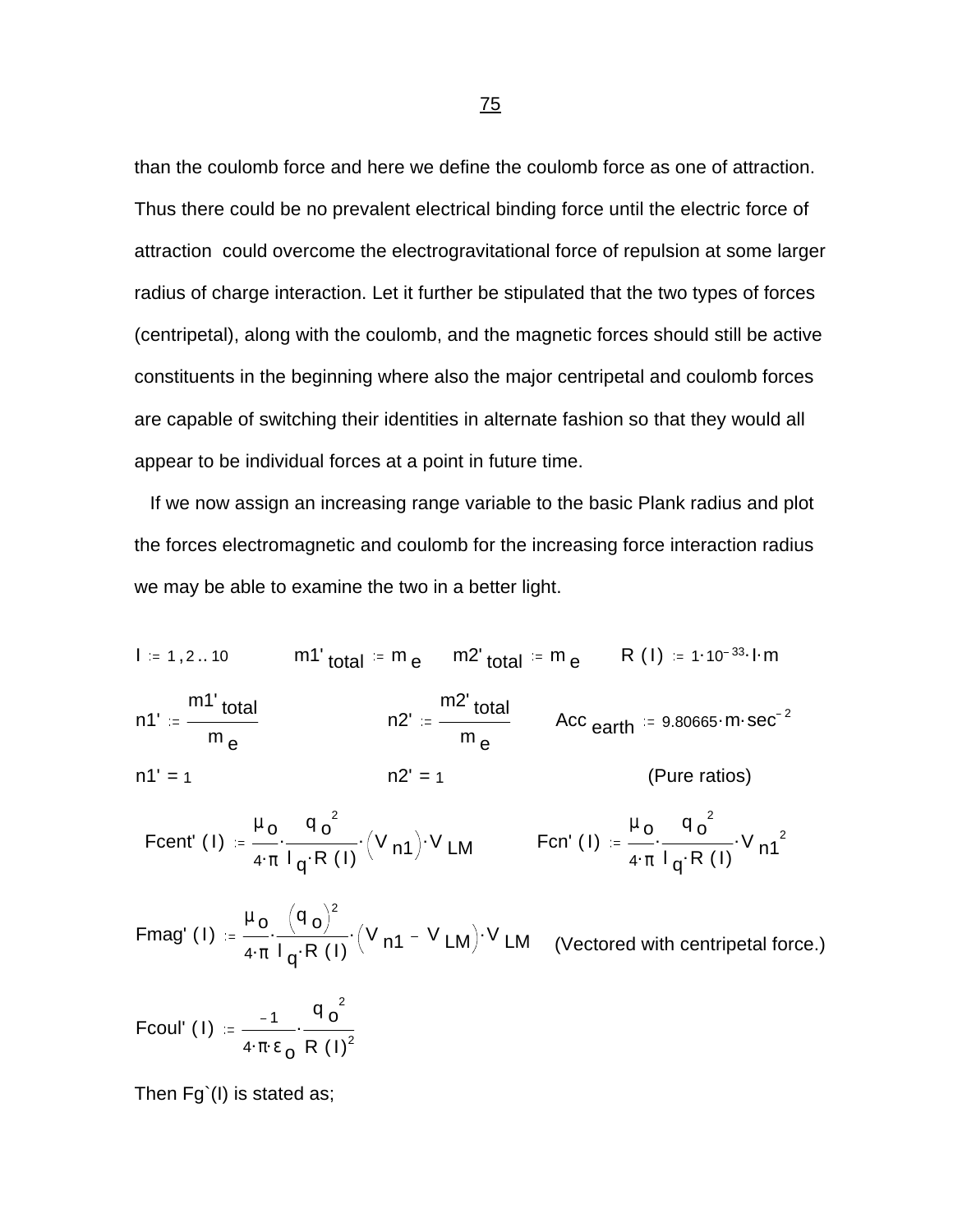than the coulomb force and here we define the coulomb force as one of attraction. Thus there could be no prevalent electrical binding force until the electric force of attraction could overcome the electrogravitational force of repulsion at some larger radius of charge interaction. Let it further be stipulated that the two types of forces (centripetal), along with the coulomb, and the magnetic forces should still be active constituents in the beginning where also the major centripetal and coulomb forces are capable of switching their identities in alternate fashion so that they would all appear to be individual forces at a point in future time.

If we now assign an increasing range variable to the basic Plank radius and plot the forces electromagnetic and coulomb for the increasing force interaction radius we may be able to examine the two in a better light.

$I := 1, 2 .. 10 \qquad m1'_{total} := m_e \qquad m2'_{total} := m_e \qquad R(I) := 1 \cdot 10^{-33} \cdot I \cdot m$

$n1' := \dfrac{m1'_{total}}{m_e} \qquad n2' := \dfrac{m2'_{total}}{m_e} \qquad Acc_{earth} := 9.80665 \cdot m \cdot sec^{-2}$

$n1' = 1 \qquad n2' = 1 \qquad$ (Pure ratios)

$$Fcent'(I) := \frac{\mu_o}{4 \cdot \pi} \cdot \frac{{q_o}^2}{l_q \cdot R(I)} \cdot \left(V_{n1}\right) \cdot V_{LM} \qquad Fcn'(I) := \frac{\mu_o}{4 \cdot \pi} \cdot \frac{{q_o}^2}{l_q \cdot R(I)} \cdot {V_{n1}}^2$$

$$Fmag'(I) := \frac{\mu_o}{4 \cdot \pi} \cdot \frac{\left(q_o\right)^2}{l_q \cdot R(I)} \cdot \left(V_{n1} - V_{LM}\right) \cdot V_{LM}$$ (Vectored with centripetal force.)

$$Fcoul'(I) := \frac{-1}{4 \cdot \pi \cdot \varepsilon_o} \cdot \frac{{q_o}^2}{R(I)^2}$$

Then Fg`(I) is stated as;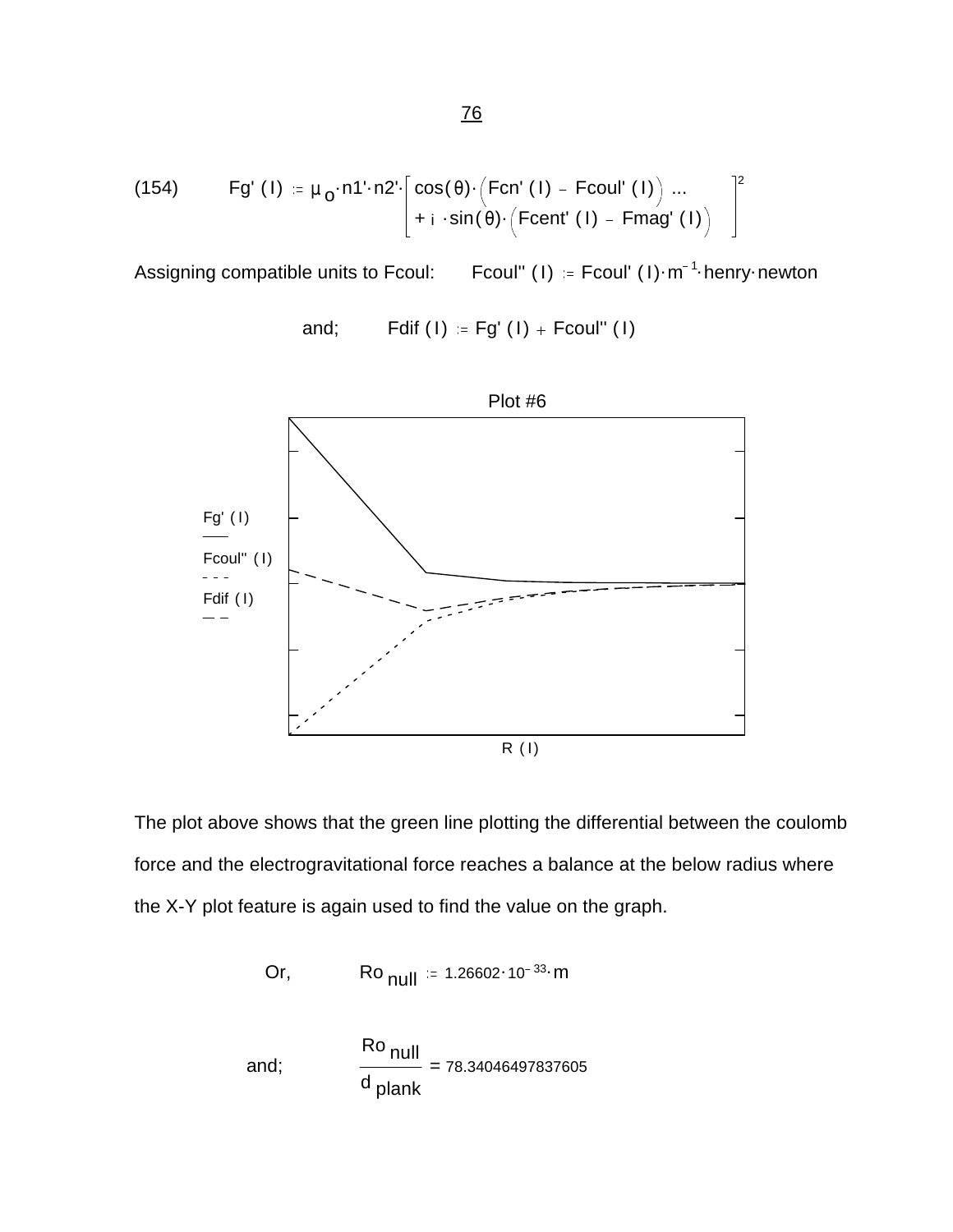(154) $$Fg'(I) := \mu_o \cdot n1' \cdot n2' \cdot \left[ \cos(\theta) \cdot (Fcn'(I) - Fcoul'(I)) \ldots + i \cdot \sin(\theta) \cdot (Fcent'(I) - Fmag'(I)) \right]^2$$

Assigning compatible units to Fcoul: $Fcoul''(I) := Fcoul'(I) \cdot m^{-1} \cdot henry \cdot newton$

and; $Fdif(I) := Fg'(I) + Fcoul''(I)$

Plot #6

Fg' ( I ) ——

Fcoul'' ( I ) - - -

Fdif ( I ) — —

R ( I )

The plot above shows that the green line plotting the differential between the coulomb force and the electrogravitational force reaches a balance at the below radius where the X-Y plot feature is again used to find the value on the graph.

Or, $Ro_{null} := 1.26602 \cdot 10^{-33} \cdot m$

and; $$\frac{Ro_{null}}{d_{plank}} = 78.34046497837605$$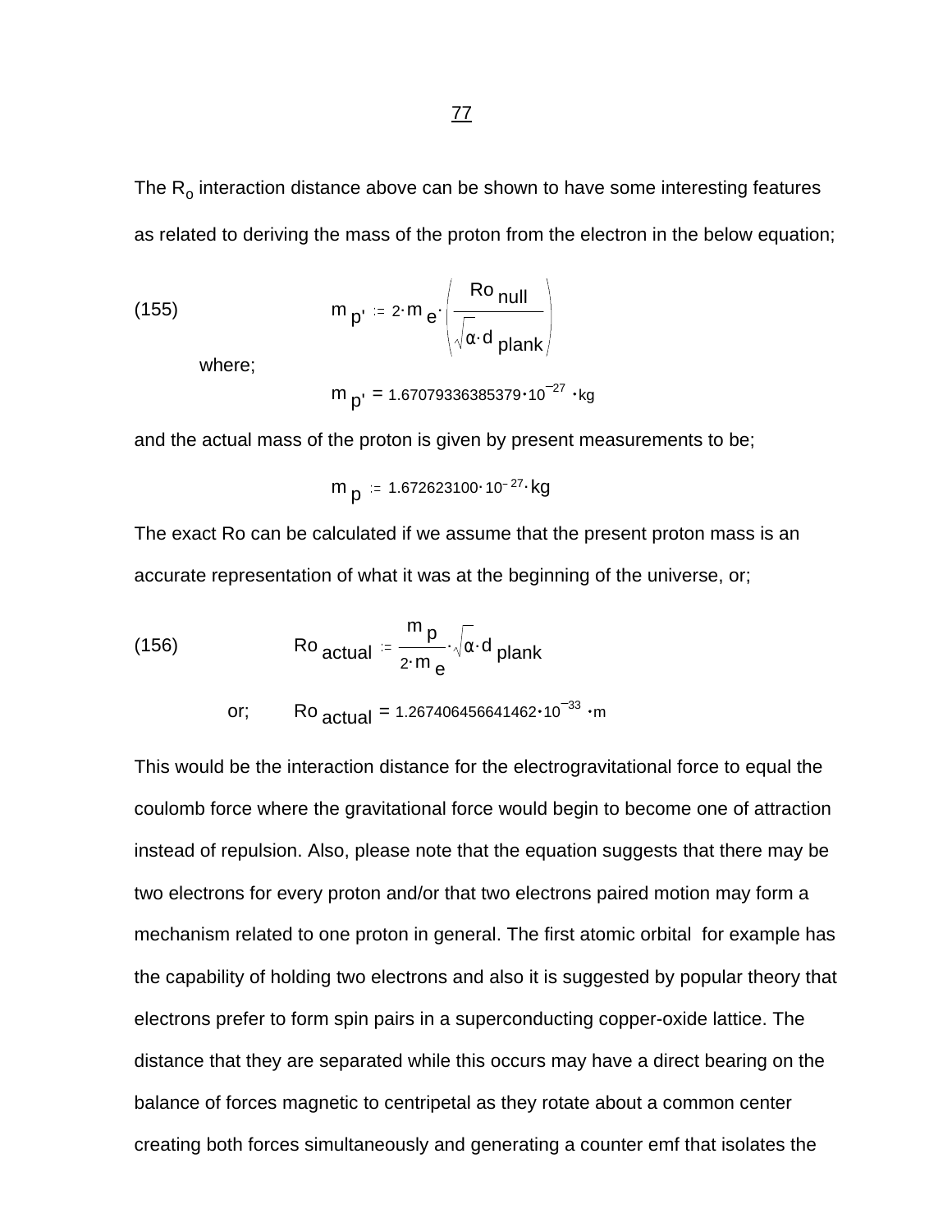The $R_o$ interaction distance above can be shown to have some interesting features as related to deriving the mass of the proton from the electron in the below equation;

(155) $$m_{p'} := 2 \cdot m_e \cdot \left( \frac{Ro_{null}}{\sqrt{\alpha \cdot d_{plank}}} \right)$$

where;

$$m_{p'} = 1.67079336385379 \cdot 10^{-27} \cdot kg$$

and the actual mass of the proton is given by present measurements to be;

$$m_p := 1.672623100 \cdot 10^{-27} \cdot kg$$

The exact Ro can be calculated if we assume that the present proton mass is an accurate representation of what it was at the beginning of the universe, or;

(156) $$Ro_{actual} := \frac{m_p}{2 \cdot m_e} \cdot \sqrt{\alpha \cdot d_{plank}}$$

or; $$Ro_{actual} = 1.267406456641462 \cdot 10^{-33} \cdot m$$

This would be the interaction distance for the electrogravitational force to equal the coulomb force where the gravitational force would begin to become one of attraction instead of repulsion. Also, please note that the equation suggests that there may be two electrons for every proton and/or that two electrons paired motion may form a mechanism related to one proton in general. The first atomic orbital for example has the capability of holding two electrons and also it is suggested by popular theory that electrons prefer to form spin pairs in a superconducting copper-oxide lattice. The distance that they are separated while this occurs may have a direct bearing on the balance of forces magnetic to centripetal as they rotate about a common center creating both forces simultaneously and generating a counter emf that isolates the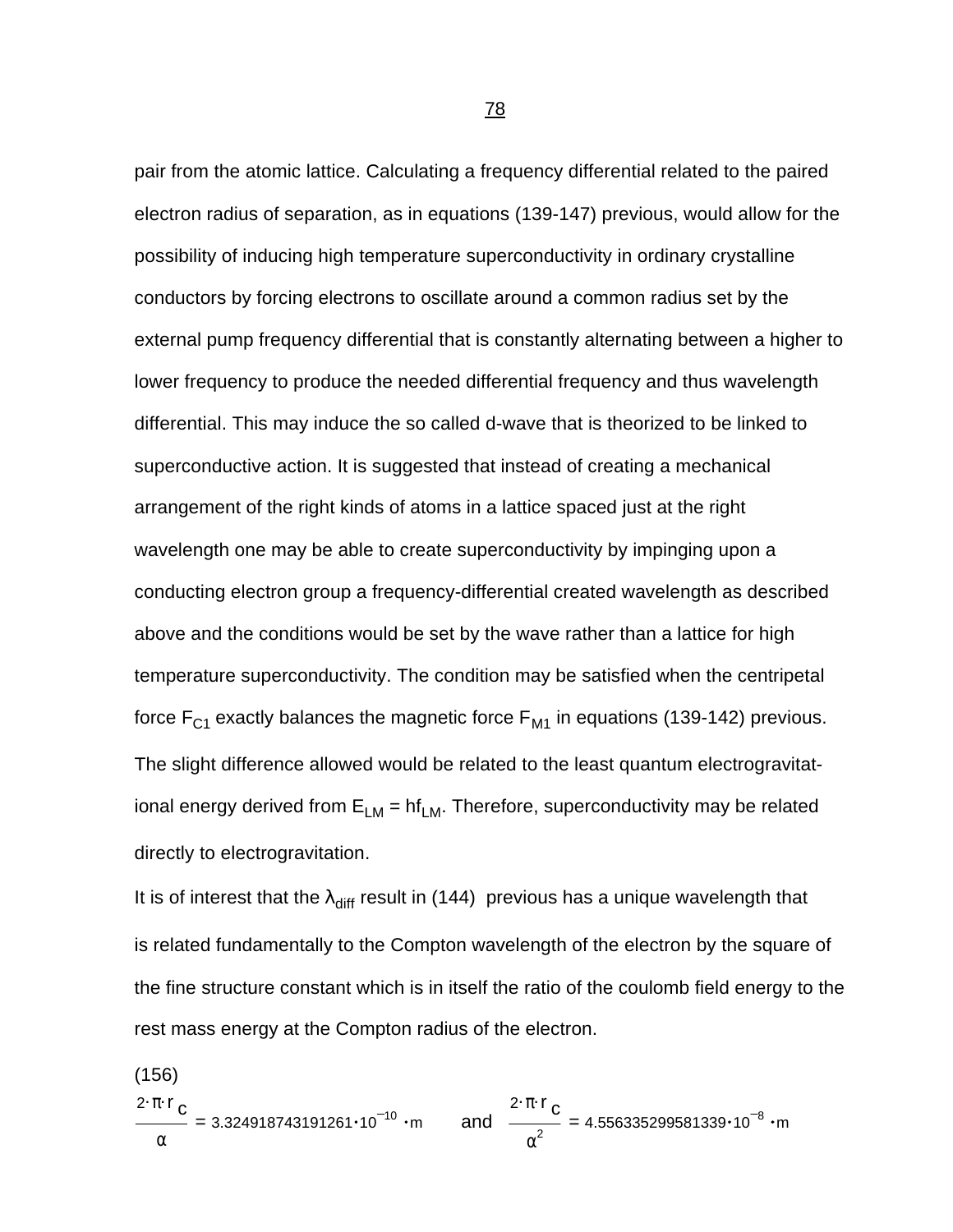pair from the atomic lattice. Calculating a frequency differential related to the paired electron radius of separation, as in equations (139-147) previous, would allow for the possibility of inducing high temperature superconductivity in ordinary crystalline conductors by forcing electrons to oscillate around a common radius set by the external pump frequency differential that is constantly alternating between a higher to lower frequency to produce the needed differential frequency and thus wavelength differential. This may induce the so called d-wave that is theorized to be linked to superconductive action. It is suggested that instead of creating a mechanical arrangement of the right kinds of atoms in a lattice spaced just at the right wavelength one may be able to create superconductivity by impinging upon a conducting electron group a frequency-differential created wavelength as described above and the conditions would be set by the wave rather than a lattice for high temperature superconductivity. The condition may be satisfied when the centripetal force $F_{C1}$ exactly balances the magnetic force $F_{M1}$ in equations (139-142) previous. The slight difference allowed would be related to the least quantum electrogravitational energy derived from $E_{LM} = hf_{LM}$. Therefore, superconductivity may be related directly to electrogravitation.

It is of interest that the $\lambda_{diff}$ result in (144) previous has a unique wavelength that is related fundamentally to the Compton wavelength of the electron by the square of the fine structure constant which is in itself the ratio of the coulomb field energy to the rest mass energy at the Compton radius of the electron.

(156)

$$\frac{2\cdot\pi\cdot r_C}{\alpha} = 3.324918743191261\cdot10^{-10}\cdot m \qquad \text{and} \qquad \frac{2\cdot\pi\cdot r_C}{\alpha^2} = 4.556335299581339\cdot10^{-8}\cdot m$$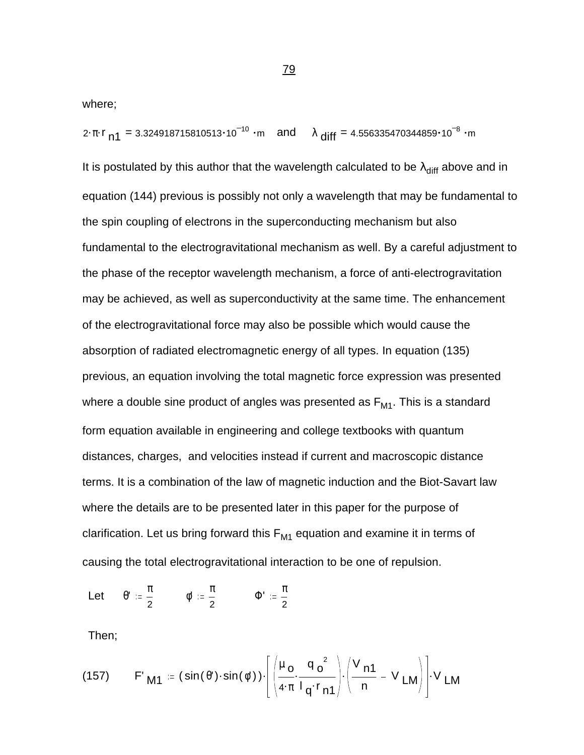where;

$$2 \cdot \pi \cdot r_{n1} = 3.324918715810513 \cdot 10^{-10} \cdot m \quad \text{and} \quad \lambda_{diff} = 4.556335470344859 \cdot 10^{-8} \cdot m$$

It is postulated by this author that the wavelength calculated to be $\lambda_{diff}$ above and in equation (144) previous is possibly not only a wavelength that may be fundamental to the spin coupling of electrons in the superconducting mechanism but also fundamental to the electrogravitational mechanism as well. By a careful adjustment to the phase of the receptor wavelength mechanism, a force of anti-electrogravitation may be achieved, as well as superconductivity at the same time. The enhancement of the electrogravitational force may also be possible which would cause the absorption of radiated electromagnetic energy of all types. In equation (135) previous, an equation involving the total magnetic force expression was presented where a double sine product of angles was presented as $F_{M1}$. This is a standard form equation available in engineering and college textbooks with quantum distances, charges, and velocities instead if current and macroscopic distance terms. It is a combination of the law of magnetic induction and the Biot-Savart law where the details are to be presented later in this paper for the purpose of clarification. Let us bring forward this $F_{M1}$ equation and examine it in terms of causing the total electrogravitational interaction to be one of repulsion.

Let $\quad \theta' := \frac{\pi}{2} \qquad \phi := \frac{\pi}{2} \qquad \Phi' := \frac{\pi}{2}$

Then;

$$(157) \qquad F'_{M1} := (\sin(\theta') \cdot \sin(\phi)) \cdot \left[ \left( \frac{\mu_o}{4 \cdot \pi} \cdot \frac{q_o^{\,2}}{l_q \cdot r_{n1}} \right) \cdot \left( \frac{V_{n1}}{n} - V_{LM} \right) \right] \cdot V_{LM}$$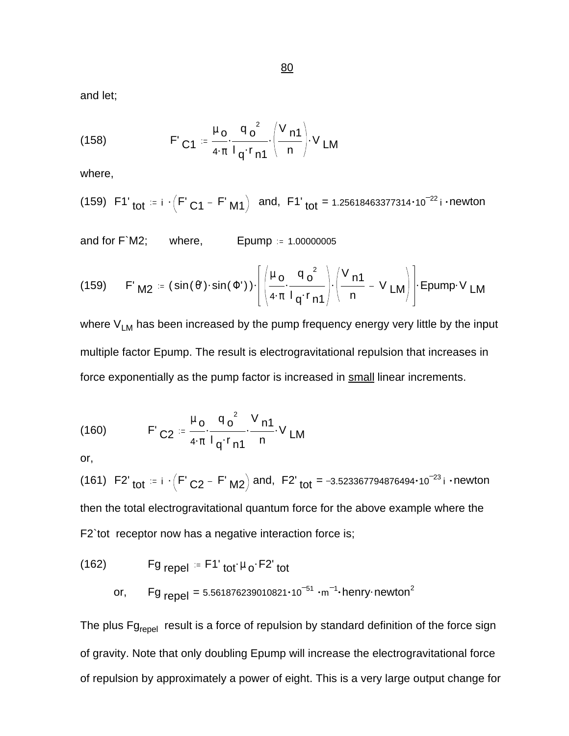and let;

(158) $$F'_{C1} := \frac{\mu_o}{4\cdot\pi}\cdot\frac{q_o^{\,2}}{l_q\cdot r_{n1}}\cdot\left(\frac{V_{n1}}{n}\right)\cdot V_{LM}$$

where,

(159) $F1'_{tot} := i\cdot\left(F'_{C1} - F'_{M1}\right)$ and, $F1'_{tot} = 1.25618463377314\cdot 10^{-22}\, i\cdot \text{newton}$

and for F`M2; where, $\text{Epump} := 1.00000005$

(159) $$F'_{M2} := (\sin(\theta')\cdot\sin(\Phi'))\cdot\left[\left(\frac{\mu_o}{4\cdot\pi}\cdot\frac{q_o^{\,2}}{l_q\cdot r_{n1}}\right)\cdot\left(\frac{V_{n1}}{n} - V_{LM}\right)\right]\cdot \text{Epump}\cdot V_{LM}$$

where $V_{LM}$ has been increased by the pump frequency energy very little by the input multiple factor Epump. The result is electrogravitational repulsion that increases in force exponentially as the pump factor is increased in <u>small</u> linear increments.

(160) $$F'_{C2} := \frac{\mu_o}{4\cdot\pi}\cdot\frac{q_o^{\,2}}{l_q\cdot r_{n1}}\cdot\frac{V_{n1}}{n}\cdot V_{LM}$$

or,

(161) $F2'_{tot} := i\cdot\left(F'_{C2} - F'_{M2}\right)$ and, $F2'_{tot} = -3.523367794876494\cdot 10^{-23}\, i\cdot \text{newton}$

then the total electrogravitational quantum force for the above example where the F2`tot receptor now has a negative interaction force is;

(162) $$Fg_{repel} := F1'_{tot}\cdot\mu_o\cdot F2'_{tot}$$

or, $$Fg_{repel} = 5.561876239010821\cdot 10^{-51}\cdot m^{-1}\cdot \text{henry}\cdot \text{newton}^2$$

The plus $Fg_{repel}$ result is a force of repulsion by standard definition of the force sign of gravity. Note that only doubling Epump will increase the electrogravitational force of repulsion by approximately a power of eight. This is a very large output change for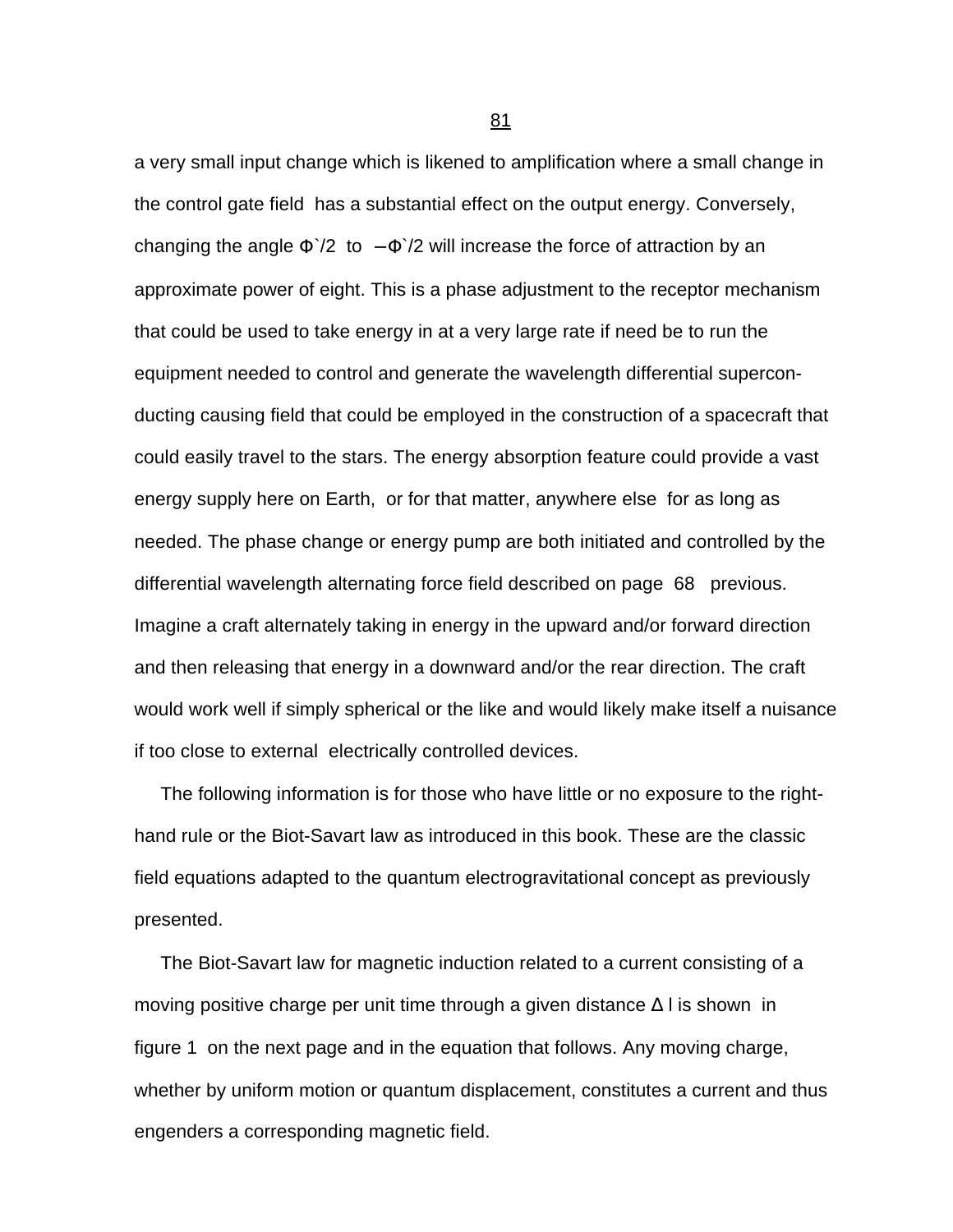a very small input change which is likened to amplification where a small change in the control gate field has a substantial effect on the output energy. Conversely, changing the angle $\Phi`/2$ to $-\Phi`/2$ will increase the force of attraction by an approximate power of eight. This is a phase adjustment to the receptor mechanism that could be used to take energy in at a very large rate if need be to run the equipment needed to control and generate the wavelength differential superconducting causing field that could be employed in the construction of a spacecraft that could easily travel to the stars. The energy absorption feature could provide a vast energy supply here on Earth, or for that matter, anywhere else for as long as needed. The phase change or energy pump are both initiated and controlled by the differential wavelength alternating force field described on page 68 previous. Imagine a craft alternately taking in energy in the upward and/or forward direction and then releasing that energy in a downward and/or the rear direction. The craft would work well if simply spherical or the like and would likely make itself a nuisance if too close to external electrically controlled devices.

The following information is for those who have little or no exposure to the right-hand rule or the Biot-Savart law as introduced in this book. These are the classic field equations adapted to the quantum electrogravitational concept as previously presented.

The Biot-Savart law for magnetic induction related to a current consisting of a moving positive charge per unit time through a given distance $\Delta l$ is shown in figure 1 on the next page and in the equation that follows. Any moving charge, whether by uniform motion or quantum displacement, constitutes a current and thus engenders a corresponding magnetic field.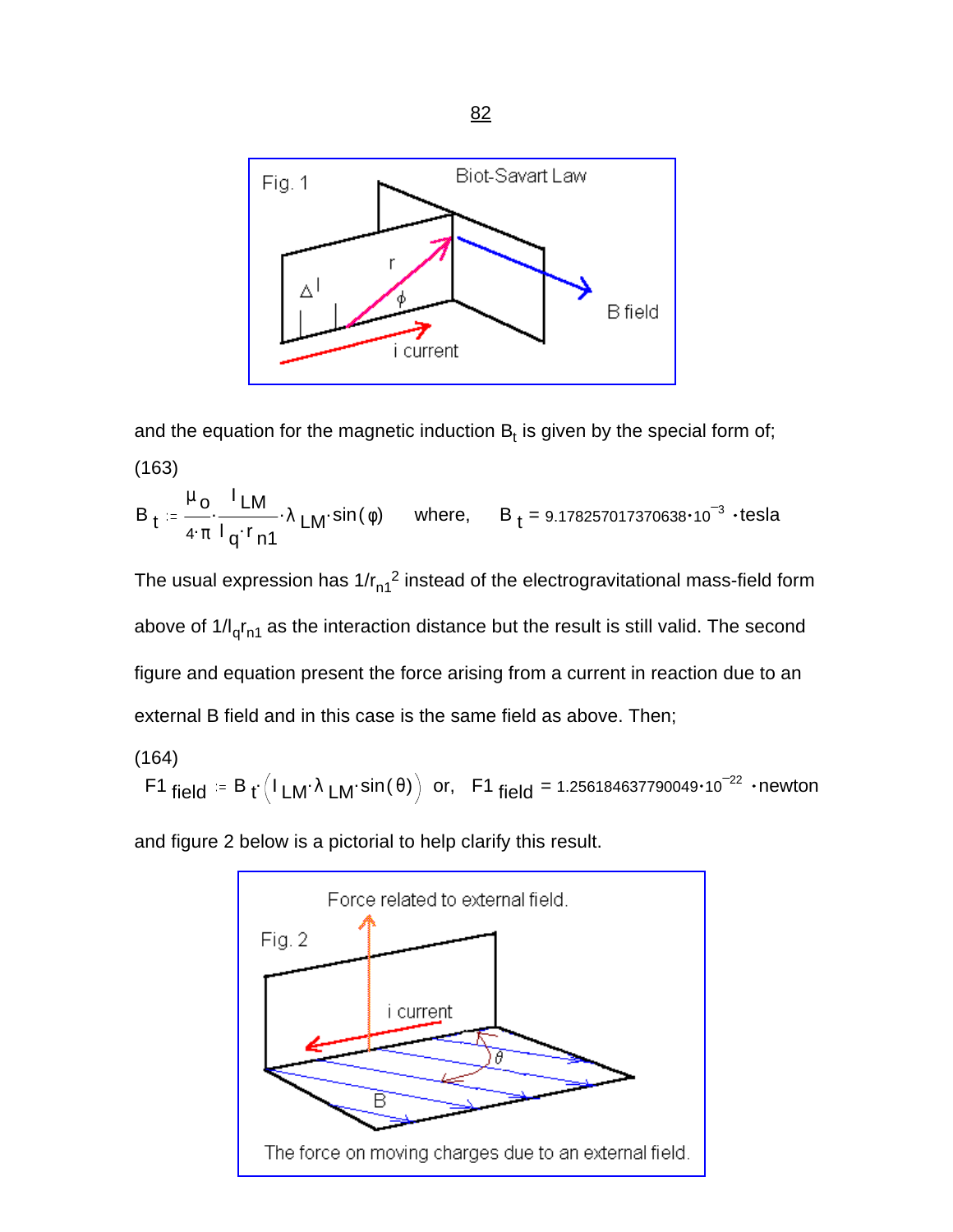Fig. 1 Biot-Savart Law

$\Delta l$, r, $\phi$, i current, B field

and the equation for the magnetic induction $B_t$ is given by the special form of;

(163)

$$B_t := \frac{\mu_o}{4 \cdot \pi} \cdot \frac{I_{LM}}{l_q \cdot r_{n1}} \cdot \lambda_{LM} \cdot \sin(\varphi) \qquad \text{where,} \qquad B_t = 9.178257017370638 \cdot 10^{-3} \cdot \text{tesla}$$

The usual expression has $1/r_{n1}^2$ instead of the electrogravitational mass-field form above of $1/l_q r_{n1}$ as the interaction distance but the result is still valid. The second figure and equation present the force arising from a current in reaction due to an external B field and in this case is the same field as above. Then;

(164)

$$F1_{field} := B_t \cdot \left( I_{LM} \cdot \lambda_{LM} \cdot \sin(\theta) \right) \quad \text{or,} \quad F1_{field} = 1.256184637790049 \cdot 10^{-22} \cdot \text{newton}$$

and figure 2 below is a pictorial to help clarify this result.

Fig. 2 Force related to external field.

i current, $\theta$, B

The force on moving charges due to an external field.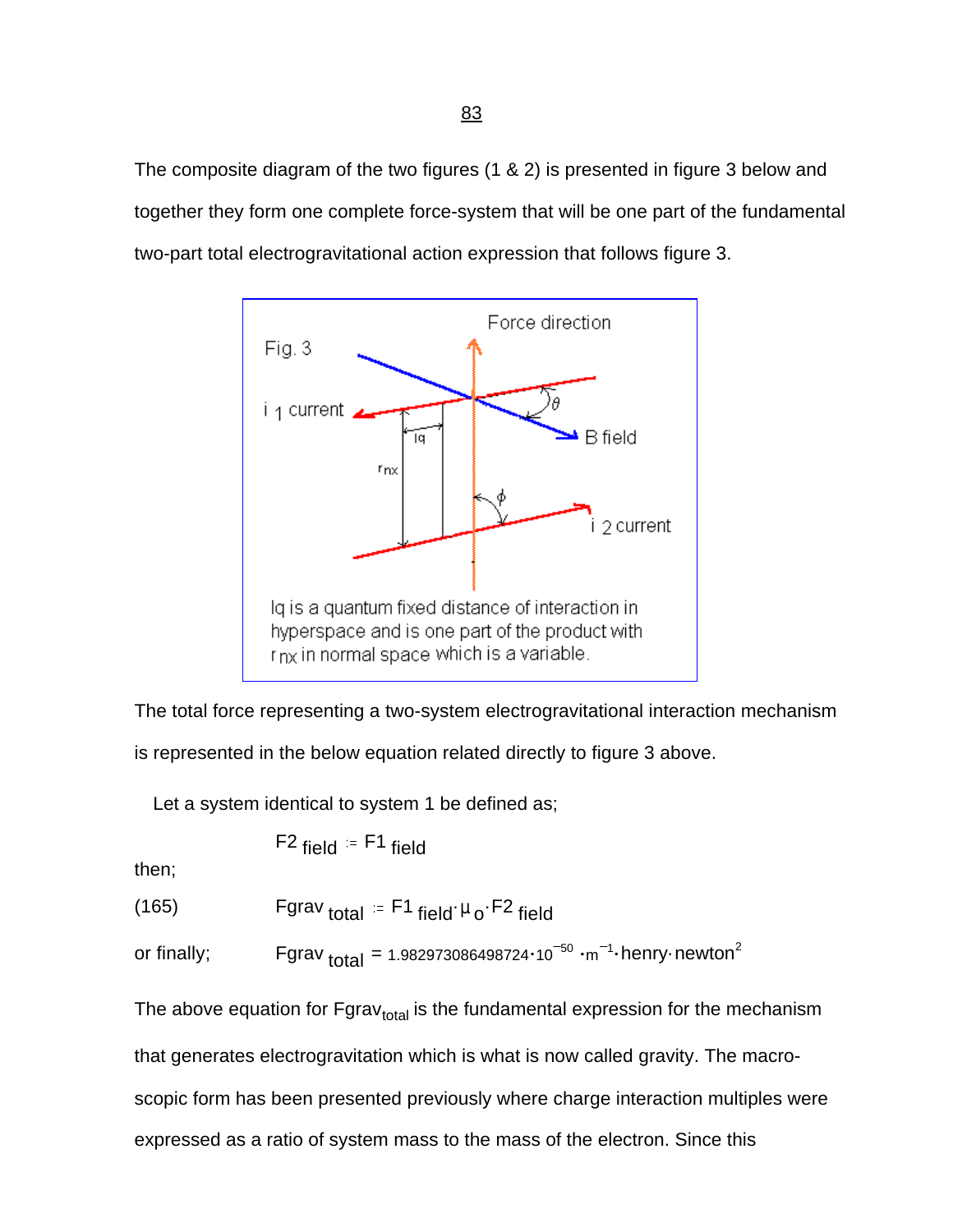The composite diagram of the two figures (1 & 2) is presented in figure 3 below and together they form one complete force-system that will be one part of the fundamental two-part total electrogravitational action expression that follows figure 3.

Fig. 3

lq is a quantum fixed distance of interaction in hyperspace and is one part of the product with $r_{nx}$ in normal space which is a variable.

The total force representing a two-system electrogravitational interaction mechanism is represented in the below equation related directly to figure 3 above.

Let a system identical to system 1 be defined as;

$$F2_{field} := F1_{field}$$

then;

(165) $$Fgrav_{total} := F1_{field} \cdot \mu_o \cdot F2_{field}$$

or finally; $$Fgrav_{total} = 1.982973086498724 \cdot 10^{-50} \cdot m^{-1} \cdot henry \cdot newton^2$$

The above equation for $Fgrav_{total}$ is the fundamental expression for the mechanism that generates electrogravitation which is what is now called gravity. The macro-scopic form has been presented previously where charge interaction multiples were expressed as a ratio of system mass to the mass of the electron. Since this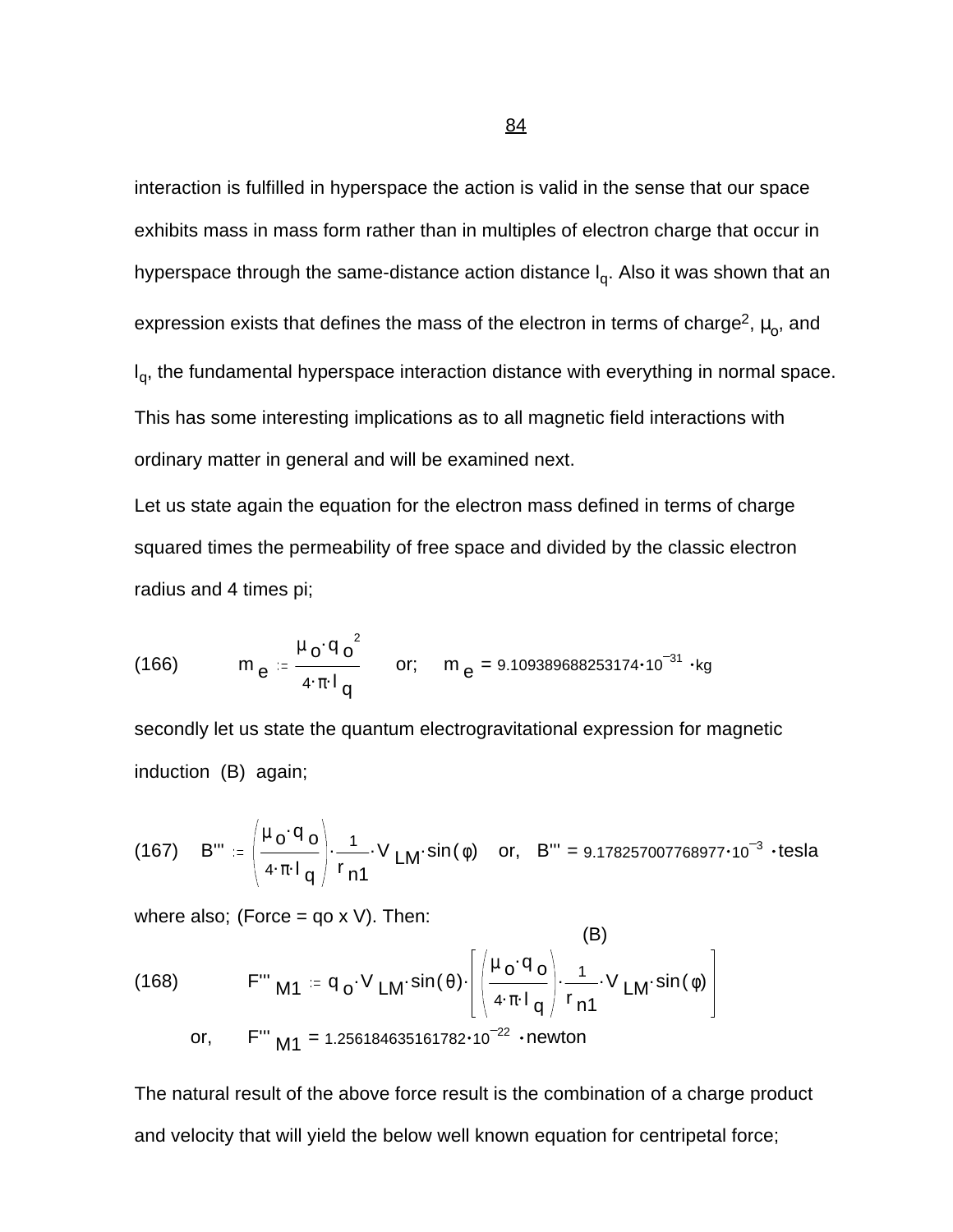interaction is fulfilled in hyperspace the action is valid in the sense that our space exhibits mass in mass form rather than in multiples of electron charge that occur in hyperspace through the same-distance action distance $l_q$. Also it was shown that an expression exists that defines the mass of the electron in terms of charge$^2$, $\mu_o$, and $l_q$, the fundamental hyperspace interaction distance with everything in normal space. This has some interesting implications as to all magnetic field interactions with ordinary matter in general and will be examined next.

Let us state again the equation for the electron mass defined in terms of charge squared times the permeability of free space and divided by the classic electron radius and 4 times pi;

$$(166) \qquad m_e := \frac{\mu_o \cdot q_o^{\,2}}{4 \cdot \pi \cdot l_q} \qquad \text{or;} \quad m_e = 9.109389688253174 \cdot 10^{-31} \cdot \text{kg}$$

secondly let us state the quantum electrogravitational expression for magnetic induction (B) again;

$$(167) \quad B''' := \left( \frac{\mu_o \cdot q_o}{4 \cdot \pi \cdot l_q} \right) \cdot \frac{1}{r_{n1}} \cdot V_{LM} \cdot \sin(\phi) \quad \text{or,} \quad B''' = 9.178257007768977 \cdot 10^{-3} \cdot \text{tesla}$$

where also; (Force = qo x V). Then:

$$(168) \qquad F'''_{M1} := q_o \cdot V_{LM} \cdot \sin(\theta) \cdot \overbrace{\left[ \left( \frac{\mu_o \cdot q_o}{4 \cdot \pi \cdot l_q} \right) \cdot \frac{1}{r_{n1}} \cdot V_{LM} \cdot \sin(\phi) \right]}^{(B)}$$

$$\text{or,} \qquad F'''_{M1} = 1.256184635161782 \cdot 10^{-22} \cdot \text{newton}$$

The natural result of the above force result is the combination of a charge product and velocity that will yield the below well known equation for centripetal force;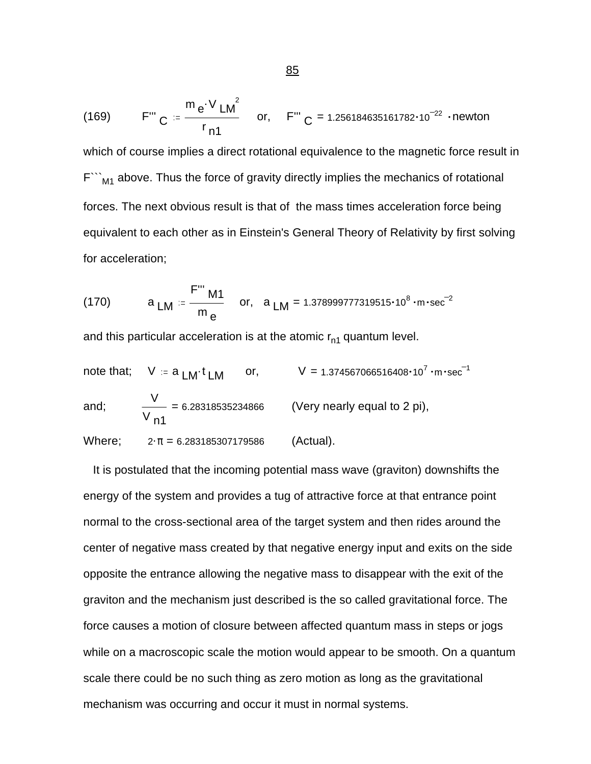(169) $\quad F'''_C := \dfrac{m_e \cdot V_{LM}^2}{r_{n1}}$ $\quad$ or, $\quad F'''_C = 1.256184635161782 \cdot 10^{-22} \cdot \text{newton}$

which of course implies a direct rotational equivalence to the magnetic force result in $F```_{M1}$ above. Thus the force of gravity directly implies the mechanics of rotational forces. The next obvious result is that of the mass times acceleration force being equivalent to each other as in Einstein's General Theory of Relativity by first solving for acceleration;

(170) $\quad a_{LM} := \dfrac{F'''_{M1}}{m_e}$ $\quad$ or, $\quad a_{LM} = 1.378999777319515 \cdot 10^{8} \cdot \text{m} \cdot \text{sec}^{-2}$

and this particular acceleration is at the atomic $r_{n1}$ quantum level.

note that; $\quad V := a_{LM} \cdot t_{LM}$ $\quad$ or, $\quad V = 1.374567066516408 \cdot 10^{7} \cdot \text{m} \cdot \text{sec}^{-1}$

and; $\quad \dfrac{V}{V_{n1}} = 6.28318535234866$ $\quad$ (Very nearly equal to 2 pi),

Where; $\quad 2 \cdot \pi = 6.283185307179586$ $\quad$ (Actual).

It is postulated that the incoming potential mass wave (graviton) downshifts the energy of the system and provides a tug of attractive force at that entrance point normal to the cross-sectional area of the target system and then rides around the center of negative mass created by that negative energy input and exits on the side opposite the entrance allowing the negative mass to disappear with the exit of the graviton and the mechanism just described is the so called gravitational force. The force causes a motion of closure between affected quantum mass in steps or jogs while on a macroscopic scale the motion would appear to be smooth. On a quantum scale there could be no such thing as zero motion as long as the gravitational mechanism was occurring and occur it must in normal systems.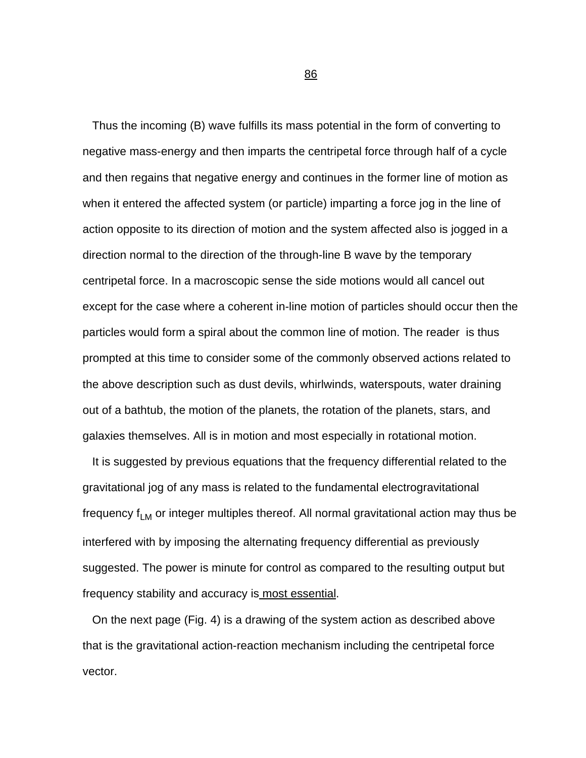Thus the incoming (B) wave fulfills its mass potential in the form of converting to negative mass-energy and then imparts the centripetal force through half of a cycle and then regains that negative energy and continues in the former line of motion as when it entered the affected system (or particle) imparting a force jog in the line of action opposite to its direction of motion and the system affected also is jogged in a direction normal to the direction of the through-line B wave by the temporary centripetal force. In a macroscopic sense the side motions would all cancel out except for the case where a coherent in-line motion of particles should occur then the particles would form a spiral about the common line of motion. The reader is thus prompted at this time to consider some of the commonly observed actions related to the above description such as dust devils, whirlwinds, waterspouts, water draining out of a bathtub, the motion of the planets, the rotation of the planets, stars, and galaxies themselves. All is in motion and most especially in rotational motion.

It is suggested by previous equations that the frequency differential related to the gravitational jog of any mass is related to the fundamental electrogravitational frequency $f_{LM}$ or integer multiples thereof. All normal gravitational action may thus be interfered with by imposing the alternating frequency differential as previously suggested. The power is minute for control as compared to the resulting output but frequency stability and accuracy is <u>most essential</u>.

On the next page (Fig. 4) is a drawing of the system action as described above that is the gravitational action-reaction mechanism including the centripetal force vector.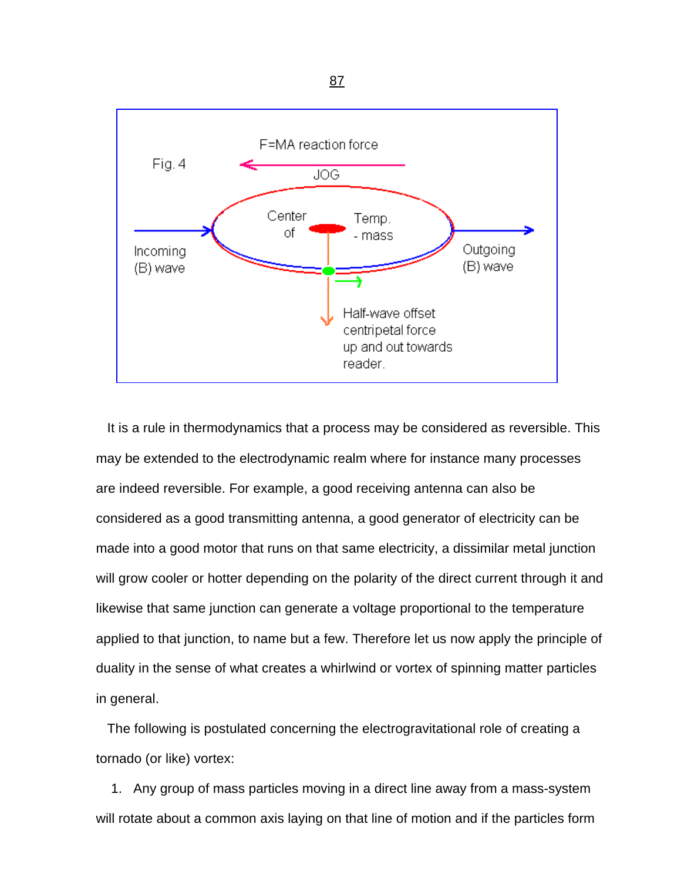Fig. 4

F=MA reaction force

JOG

Center of

Temp. - mass

Incoming (B) wave

Outgoing (B) wave

Half-wave offset centripetal force up and out towards reader.

It is a rule in thermodynamics that a process may be considered as reversible. This may be extended to the electrodynamic realm where for instance many processes are indeed reversible. For example, a good receiving antenna can also be considered as a good transmitting antenna, a good generator of electricity can be made into a good motor that runs on that same electricity, a dissimilar metal junction will grow cooler or hotter depending on the polarity of the direct current through it and likewise that same junction can generate a voltage proportional to the temperature applied to that junction, to name but a few. Therefore let us now apply the principle of duality in the sense of what creates a whirlwind or vortex of spinning matter particles in general.

The following is postulated concerning the electrogravitational role of creating a tornado (or like) vortex:

1. Any group of mass particles moving in a direct line away from a mass-system will rotate about a common axis laying on that line of motion and if the particles form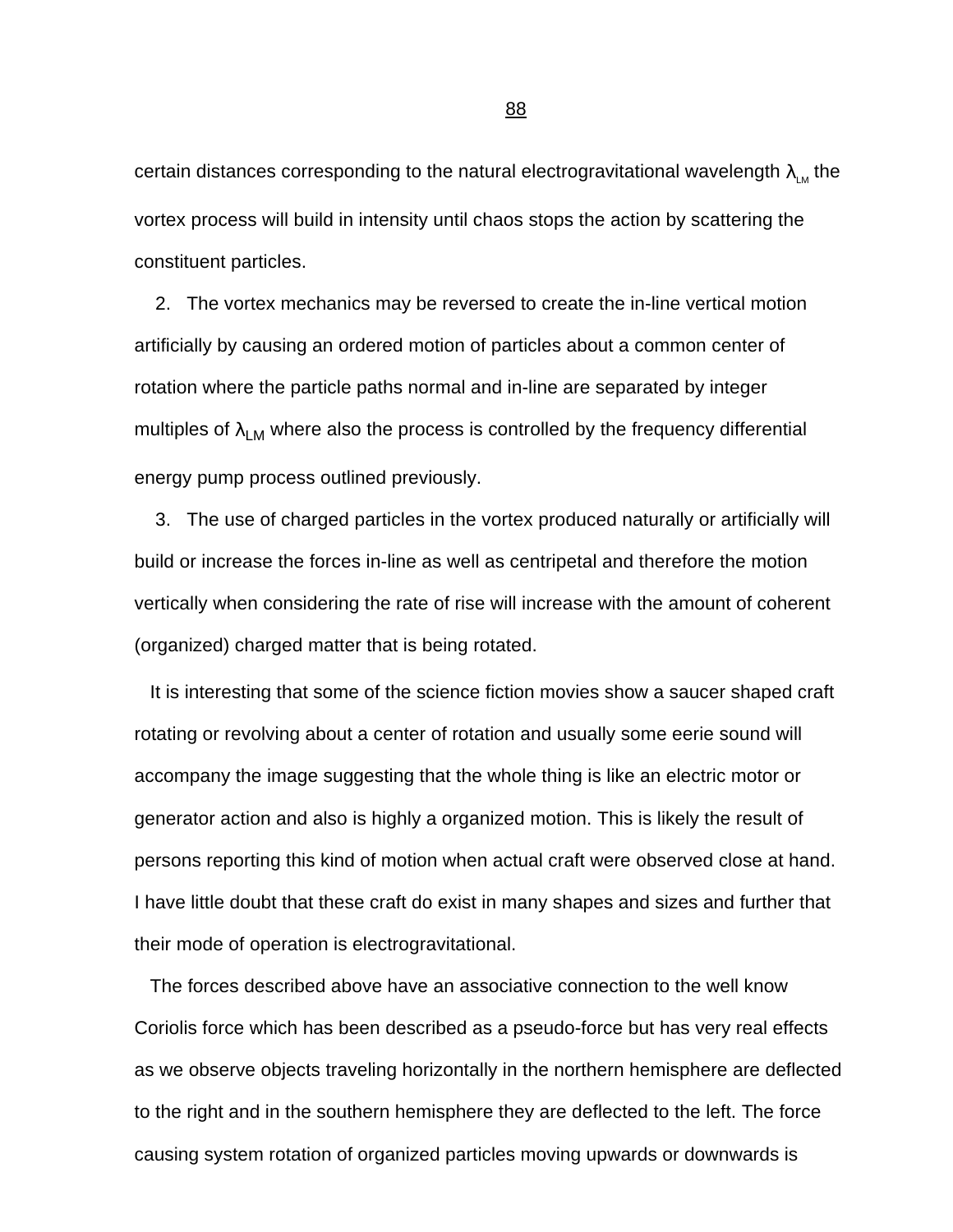certain distances corresponding to the natural electrogravitational wavelength $\lambda_{LM}$ the vortex process will build in intensity until chaos stops the action by scattering the constituent particles.

2. The vortex mechanics may be reversed to create the in-line vertical motion artificially by causing an ordered motion of particles about a common center of rotation where the particle paths normal and in-line are separated by integer multiples of $\lambda_{LM}$ where also the process is controlled by the frequency differential energy pump process outlined previously.

3. The use of charged particles in the vortex produced naturally or artificially will build or increase the forces in-line as well as centripetal and therefore the motion vertically when considering the rate of rise will increase with the amount of coherent (organized) charged matter that is being rotated.

It is interesting that some of the science fiction movies show a saucer shaped craft rotating or revolving about a center of rotation and usually some eerie sound will accompany the image suggesting that the whole thing is like an electric motor or generator action and also is highly a organized motion. This is likely the result of persons reporting this kind of motion when actual craft were observed close at hand. I have little doubt that these craft do exist in many shapes and sizes and further that their mode of operation is electrogravitational.

The forces described above have an associative connection to the well know Coriolis force which has been described as a pseudo-force but has very real effects as we observe objects traveling horizontally in the northern hemisphere are deflected to the right and in the southern hemisphere they are deflected to the left. The force causing system rotation of organized particles moving upwards or downwards is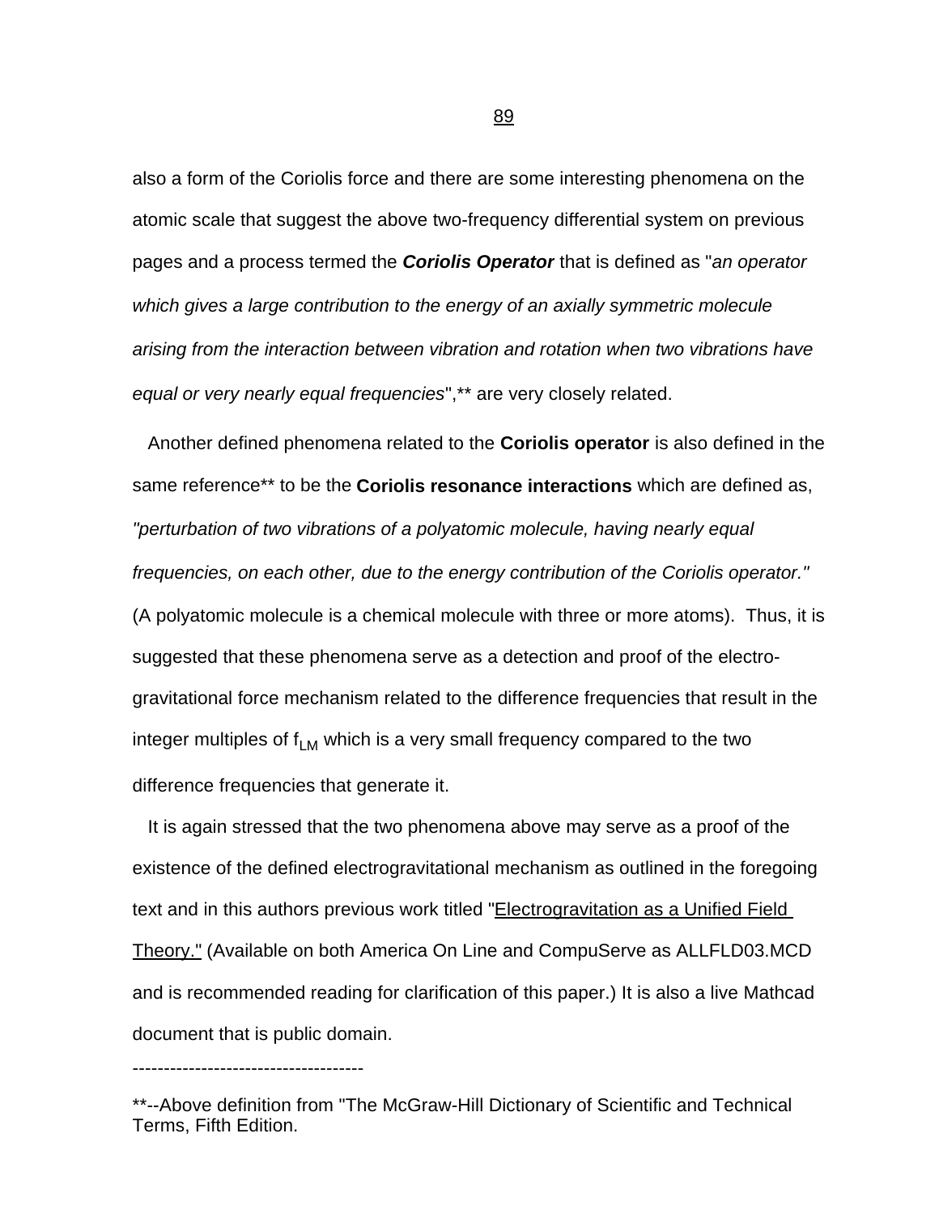also a form of the Coriolis force and there are some interesting phenomena on the atomic scale that suggest the above two-frequency differential system on previous pages and a process termed the ***Coriolis Operator*** that is defined as "*an operator which gives a large contribution to the energy of an axially symmetric molecule arising from the interaction between vibration and rotation when two vibrations have equal or very nearly equal frequencies*",** are very closely related.

Another defined phenomena related to the **Coriolis operator** is also defined in the same reference** to be the **Coriolis resonance interactions** which are defined as, *"perturbation of two vibrations of a polyatomic molecule, having nearly equal frequencies, on each other, due to the energy contribution of the Coriolis operator."* (A polyatomic molecule is a chemical molecule with three or more atoms). Thus, it is suggested that these phenomena serve as a detection and proof of the electro-gravitational force mechanism related to the difference frequencies that result in the integer multiples of $f_{LM}$ which is a very small frequency compared to the two difference frequencies that generate it.

It is again stressed that the two phenomena above may serve as a proof of the existence of the defined electrogravitational mechanism as outlined in the foregoing text and in this authors previous work titled "Electrogravitation as a Unified Field Theory." (Available on both America On Line and CompuServe as ALLFLD03.MCD and is recommended reading for clarification of this paper.) It is also a live Mathcad document that is public domain.

-------------------------------------

**--Above definition from "The McGraw-Hill Dictionary of Scientific and Technical Terms, Fifth Edition.